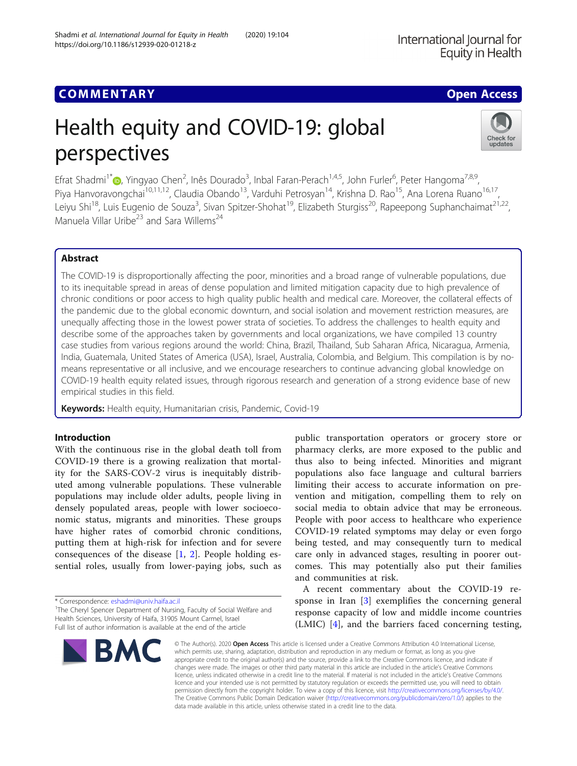COMMENTARY

Open Access

# Health equity and COVID-19: global perspectives

Efrat Shadmi[1*], Yingyao Chen[2], Inês Dourado[3], Inbal Faran-Perach[1,4,5], John Furler[6], Peter Hangoma[7,8,9], Piya Hanvoravongchai[10,11,12], Claudia Obando[13], Varduhi Petrosyan[14], Krishna D. Rao[15], Ana Lorena Ruano[16,17], Leiyu Shi[18], Luis Eugenio de Souza[3], Sivan Spitzer-Shohat[19], Elizabeth Sturgiss[20], Rapeepong Suphanchaimat[21,22], Manuela Villar Uribe[23] and Sara Willems[24]

## Abstract

The COVID-19 is disproportionally affecting the poor, minorities and a broad range of vulnerable populations, due to its inequitable spread in areas of dense population and limited mitigation capacity due to high prevalence of chronic conditions or poor access to high quality public health and medical care. Moreover, the collateral effects of the pandemic due to the global economic downturn, and social isolation and movement restriction measures, are unequally affecting those in the lowest power strata of societies. To address the challenges to health equity and describe some of the approaches taken by governments and local organizations, we have compiled 13 country case studies from various regions around the world: China, Brazil, Thailand, Sub Saharan Africa, Nicaragua, Armenia, India, Guatemala, United States of America (USA), Israel, Australia, Colombia, and Belgium. This compilation is by no-means representative or all inclusive, and we encourage researchers to continue advancing global knowledge on COVID-19 health equity related issues, through rigorous research and generation of a strong evidence base of new empirical studies in this field.

**Keywords:** Health equity, Humanitarian crisis, Pandemic, Covid-19

## Introduction

With the continuous rise in the global death toll from COVID-19 there is a growing realization that mortality for the SARS-COV-2 virus is inequitably distributed among vulnerable populations. These vulnerable populations may include older adults, people living in densely populated areas, people with lower socioeconomic status, migrants and minorities. These groups have higher rates of comorbid chronic conditions, putting them at high-risk for infection and for severe consequences of the disease [1, 2]. People holding essential roles, usually from lower-paying jobs, such as public transportation operators or grocery store or pharmacy clerks, are more exposed to the public and thus also to being infected. Minorities and migrant populations also face language and cultural barriers limiting their access to accurate information on prevention and mitigation, compelling them to rely on social media to obtain advice that may be erroneous. People with poor access to healthcare who experience COVID-19 related symptoms may delay or even forgo being tested, and may consequently turn to medical care only in advanced stages, resulting in poorer outcomes. This may potentially also put their families and communities at risk.

A recent commentary about the COVID-19 response in Iran [3] exemplifies the concerning general response capacity of low and middle income countries (LMIC) [4], and the barriers faced concerning testing,

* Correspondence: eshadmi@univ.haifa.ac.il
[1]The Cheryl Spencer Department of Nursing, Faculty of Social Welfare and Health Sciences, University of Haifa, 31905 Mount Carmel, Israel
Full list of author information is available at the end of the article

© The Author(s). 2020 **Open Access** This article is licensed under a Creative Commons Attribution 4.0 International License, which permits use, sharing, adaptation, distribution and reproduction in any medium or format, as long as you give appropriate credit to the original author(s) and the source, provide a link to the Creative Commons licence, and indicate if changes were made. The images or other third party material in this article are included in the article's Creative Commons licence, unless indicated otherwise in a credit line to the material. If material is not included in the article's Creative Commons licence and your intended use is not permitted by statutory regulation or exceeds the permitted use, you will need to obtain permission directly from the copyright holder. To view a copy of this licence, visit http://creativecommons.org/licenses/by/4.0/. The Creative Commons Public Domain Dedication waiver (http://creativecommons.org/publicdomain/zero/1.0/) applies to the data made available in this article, unless otherwise stated in a credit line to the data.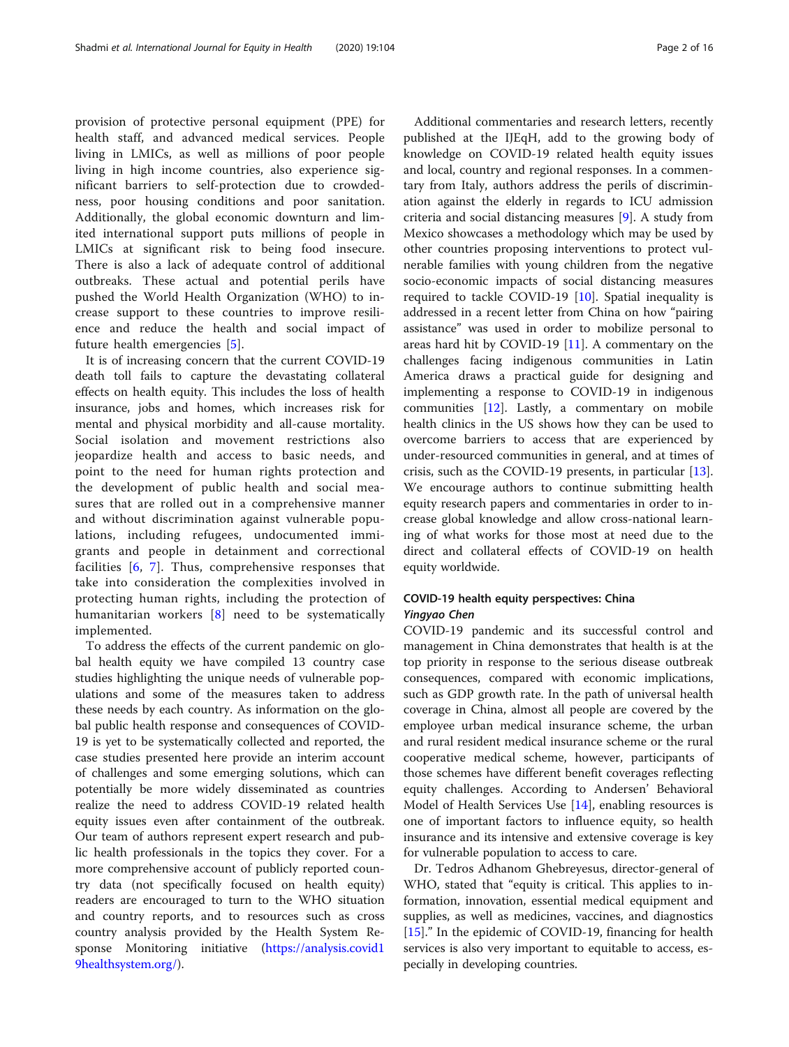provision of protective personal equipment (PPE) for health staff, and advanced medical services. People living in LMICs, as well as millions of poor people living in high income countries, also experience significant barriers to self-protection due to crowdedness, poor housing conditions and poor sanitation. Additionally, the global economic downturn and limited international support puts millions of people in LMICs at significant risk to being food insecure. There is also a lack of adequate control of additional outbreaks. These actual and potential perils have pushed the World Health Organization (WHO) to increase support to these countries to improve resilience and reduce the health and social impact of future health emergencies [5].

It is of increasing concern that the current COVID-19 death toll fails to capture the devastating collateral effects on health equity. This includes the loss of health insurance, jobs and homes, which increases risk for mental and physical morbidity and all-cause mortality. Social isolation and movement restrictions also jeopardize health and access to basic needs, and point to the need for human rights protection and the development of public health and social measures that are rolled out in a comprehensive manner and without discrimination against vulnerable populations, including refugees, undocumented immigrants and people in detainment and correctional facilities [6, 7]. Thus, comprehensive responses that take into consideration the complexities involved in protecting human rights, including the protection of humanitarian workers [8] need to be systematically implemented.

To address the effects of the current pandemic on global health equity we have compiled 13 country case studies highlighting the unique needs of vulnerable populations and some of the measures taken to address these needs by each country. As information on the global public health response and consequences of COVID-19 is yet to be systematically collected and reported, the case studies presented here provide an interim account of challenges and some emerging solutions, which can potentially be more widely disseminated as countries realize the need to address COVID-19 related health equity issues even after containment of the outbreak. Our team of authors represent expert research and public health professionals in the topics they cover. For a more comprehensive account of publicly reported country data (not specifically focused on health equity) readers are encouraged to turn to the WHO situation and country reports, and to resources such as cross country analysis provided by the Health System Response Monitoring initiative (https://analysis.covid19healthsystem.org/).

Additional commentaries and research letters, recently published at the IJEqH, add to the growing body of knowledge on COVID-19 related health equity issues and local, country and regional responses. In a commentary from Italy, authors address the perils of discrimination against the elderly in regards to ICU admission criteria and social distancing measures [9]. A study from Mexico showcases a methodology which may be used by other countries proposing interventions to protect vulnerable families with young children from the negative socio-economic impacts of social distancing measures required to tackle COVID-19 [10]. Spatial inequality is addressed in a recent letter from China on how "pairing assistance" was used in order to mobilize personal to areas hard hit by COVID-19 [11]. A commentary on the challenges facing indigenous communities in Latin America draws a practical guide for designing and implementing a response to COVID-19 in indigenous communities [12]. Lastly, a commentary on mobile health clinics in the US shows how they can be used to overcome barriers to access that are experienced by under-resourced communities in general, and at times of crisis, such as the COVID-19 presents, in particular [13]. We encourage authors to continue submitting health equity research papers and commentaries in order to increase global knowledge and allow cross-national learning of what works for those most at need due to the direct and collateral effects of COVID-19 on health equity worldwide.

## COVID-19 health equity perspectives: China

***Yingyao Chen***

COVID-19 pandemic and its successful control and management in China demonstrates that health is at the top priority in response to the serious disease outbreak consequences, compared with economic implications, such as GDP growth rate. In the path of universal health coverage in China, almost all people are covered by the employee urban medical insurance scheme, the urban and rural resident medical insurance scheme or the rural cooperative medical scheme, however, participants of those schemes have different benefit coverages reflecting equity challenges. According to Andersen' Behavioral Model of Health Services Use [14], enabling resources is one of important factors to influence equity, so health insurance and its intensive and extensive coverage is key for vulnerable population to access to care.

Dr. Tedros Adhanom Ghebreyesus, director-general of WHO, stated that "equity is critical. This applies to information, innovation, essential medical equipment and supplies, as well as medicines, vaccines, and diagnostics [15]." In the epidemic of COVID-19, financing for health services is also very important to equitable to access, especially in developing countries.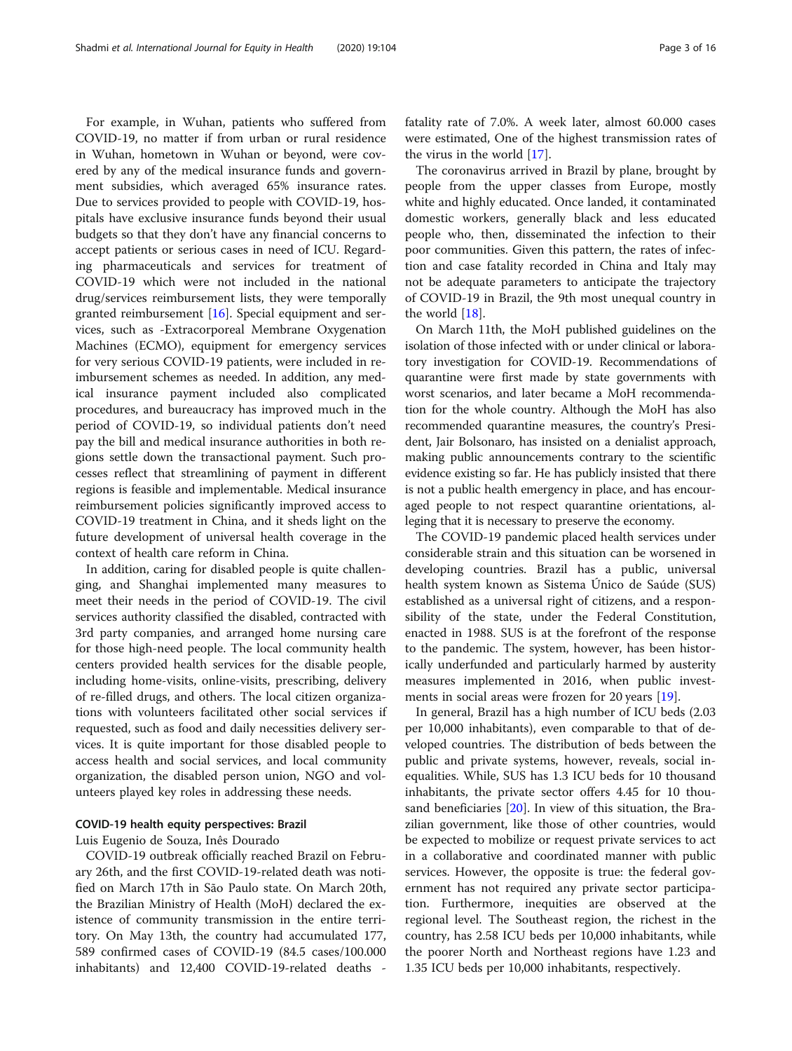For example, in Wuhan, patients who suffered from COVID-19, no matter if from urban or rural residence in Wuhan, hometown in Wuhan or beyond, were covered by any of the medical insurance funds and government subsidies, which averaged 65% insurance rates. Due to services provided to people with COVID-19, hospitals have exclusive insurance funds beyond their usual budgets so that they don't have any financial concerns to accept patients or serious cases in need of ICU. Regarding pharmaceuticals and services for treatment of COVID-19 which were not included in the national drug/services reimbursement lists, they were temporally granted reimbursement [16]. Special equipment and services, such as -Extracorporeal Membrane Oxygenation Machines (ECMO), equipment for emergency services for very serious COVID-19 patients, were included in reimbursement schemes as needed. In addition, any medical insurance payment included also complicated procedures, and bureaucracy has improved much in the period of COVID-19, so individual patients don't need pay the bill and medical insurance authorities in both regions settle down the transactional payment. Such processes reflect that streamlining of payment in different regions is feasible and implementable. Medical insurance reimbursement policies significantly improved access to COVID-19 treatment in China, and it sheds light on the future development of universal health coverage in the context of health care reform in China.

In addition, caring for disabled people is quite challenging, and Shanghai implemented many measures to meet their needs in the period of COVID-19. The civil services authority classified the disabled, contracted with 3rd party companies, and arranged home nursing care for those high-need people. The local community health centers provided health services for the disable people, including home-visits, online-visits, prescribing, delivery of re-filled drugs, and others. The local citizen organizations with volunteers facilitated other social services if requested, such as food and daily necessities delivery services. It is quite important for those disabled people to access health and social services, and local community organization, the disabled person union, NGO and volunteers played key roles in addressing these needs.

## COVID-19 health equity perspectives: Brazil

Luis Eugenio de Souza, Inês Dourado

COVID-19 outbreak officially reached Brazil on February 26th, and the first COVID-19-related death was notified on March 17th in São Paulo state. On March 20th, the Brazilian Ministry of Health (MoH) declared the existence of community transmission in the entire territory. On May 13th, the country had accumulated 177, 589 confirmed cases of COVID-19 (84.5 cases/100.000 inhabitants) and 12,400 COVID-19-related deaths - fatality rate of 7.0%. A week later, almost 60.000 cases were estimated, One of the highest transmission rates of the virus in the world [17].

The coronavirus arrived in Brazil by plane, brought by people from the upper classes from Europe, mostly white and highly educated. Once landed, it contaminated domestic workers, generally black and less educated people who, then, disseminated the infection to their poor communities. Given this pattern, the rates of infection and case fatality recorded in China and Italy may not be adequate parameters to anticipate the trajectory of COVID-19 in Brazil, the 9th most unequal country in the world [18].

On March 11th, the MoH published guidelines on the isolation of those infected with or under clinical or laboratory investigation for COVID-19. Recommendations of quarantine were first made by state governments with worst scenarios, and later became a MoH recommendation for the whole country. Although the MoH has also recommended quarantine measures, the country's President, Jair Bolsonaro, has insisted on a denialist approach, making public announcements contrary to the scientific evidence existing so far. He has publicly insisted that there is not a public health emergency in place, and has encouraged people to not respect quarantine orientations, alleging that it is necessary to preserve the economy.

The COVID-19 pandemic placed health services under considerable strain and this situation can be worsened in developing countries. Brazil has a public, universal health system known as Sistema Único de Saúde (SUS) established as a universal right of citizens, and a responsibility of the state, under the Federal Constitution, enacted in 1988. SUS is at the forefront of the response to the pandemic. The system, however, has been historically underfunded and particularly harmed by austerity measures implemented in 2016, when public investments in social areas were frozen for 20 years [19].

In general, Brazil has a high number of ICU beds (2.03 per 10,000 inhabitants), even comparable to that of developed countries. The distribution of beds between the public and private systems, however, reveals, social inequalities. While, SUS has 1.3 ICU beds for 10 thousand inhabitants, the private sector offers 4.45 for 10 thousand beneficiaries [20]. In view of this situation, the Brazilian government, like those of other countries, would be expected to mobilize or request private services to act in a collaborative and coordinated manner with public services. However, the opposite is true: the federal government has not required any private sector participation. Furthermore, inequities are observed at the regional level. The Southeast region, the richest in the country, has 2.58 ICU beds per 10,000 inhabitants, while the poorer North and Northeast regions have 1.23 and 1.35 ICU beds per 10,000 inhabitants, respectively.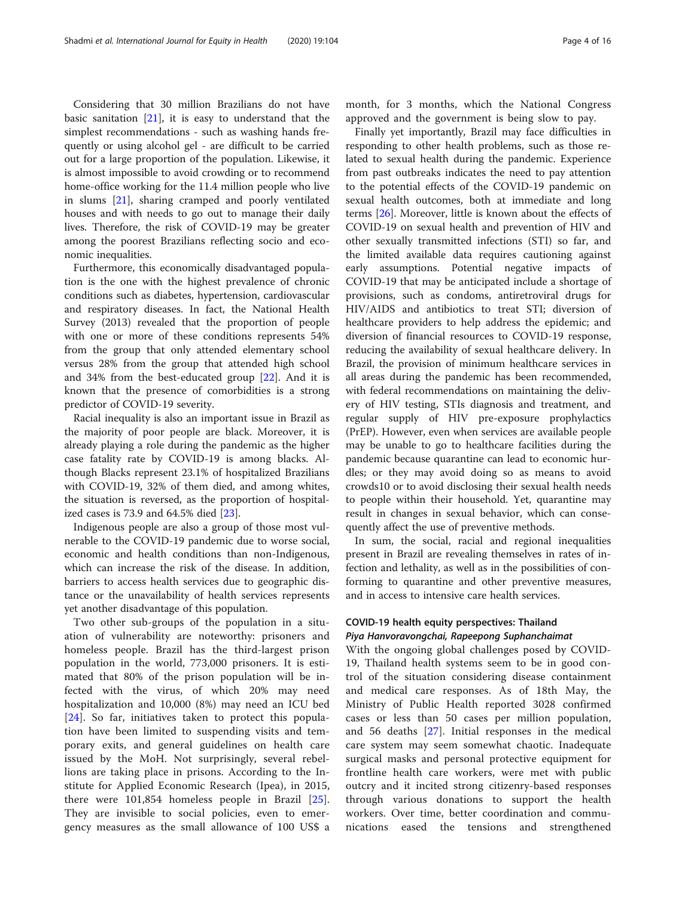Considering that 30 million Brazilians do not have basic sanitation [21], it is easy to understand that the simplest recommendations - such as washing hands frequently or using alcohol gel - are difficult to be carried out for a large proportion of the population. Likewise, it is almost impossible to avoid crowding or to recommend home-office working for the 11.4 million people who live in slums [21], sharing cramped and poorly ventilated houses and with needs to go out to manage their daily lives. Therefore, the risk of COVID-19 may be greater among the poorest Brazilians reflecting socio and economic inequalities.

Furthermore, this economically disadvantaged population is the one with the highest prevalence of chronic conditions such as diabetes, hypertension, cardiovascular and respiratory diseases. In fact, the National Health Survey (2013) revealed that the proportion of people with one or more of these conditions represents 54% from the group that only attended elementary school versus 28% from the group that attended high school and 34% from the best-educated group [22]. And it is known that the presence of comorbidities is a strong predictor of COVID-19 severity.

Racial inequality is also an important issue in Brazil as the majority of poor people are black. Moreover, it is already playing a role during the pandemic as the higher case fatality rate by COVID-19 is among blacks. Although Blacks represent 23.1% of hospitalized Brazilians with COVID-19, 32% of them died, and among whites, the situation is reversed, as the proportion of hospitalized cases is 73.9 and 64.5% died [23].

Indigenous people are also a group of those most vulnerable to the COVID-19 pandemic due to worse social, economic and health conditions than non-Indigenous, which can increase the risk of the disease. In addition, barriers to access health services due to geographic distance or the unavailability of health services represents yet another disadvantage of this population.

Two other sub-groups of the population in a situation of vulnerability are noteworthy: prisoners and homeless people. Brazil has the third-largest prison population in the world, 773,000 prisoners. It is estimated that 80% of the prison population will be infected with the virus, of which 20% may need hospitalization and 10,000 (8%) may need an ICU bed [24]. So far, initiatives taken to protect this population have been limited to suspending visits and temporary exits, and general guidelines on health care issued by the MoH. Not surprisingly, several rebellions are taking place in prisons. According to the Institute for Applied Economic Research (Ipea), in 2015, there were 101,854 homeless people in Brazil [25]. They are invisible to social policies, even to emergency measures as the small allowance of 100 US$ a month, for 3 months, which the National Congress approved and the government is being slow to pay.

Finally yet importantly, Brazil may face difficulties in responding to other health problems, such as those related to sexual health during the pandemic. Experience from past outbreaks indicates the need to pay attention to the potential effects of the COVID-19 pandemic on sexual health outcomes, both at immediate and long terms [26]. Moreover, little is known about the effects of COVID-19 on sexual health and prevention of HIV and other sexually transmitted infections (STI) so far, and the limited available data requires cautioning against early assumptions. Potential negative impacts of COVID-19 that may be anticipated include a shortage of provisions, such as condoms, antiretroviral drugs for HIV/AIDS and antibiotics to treat STI; diversion of healthcare providers to help address the epidemic; and diversion of financial resources to COVID-19 response, reducing the availability of sexual healthcare delivery. In Brazil, the provision of minimum healthcare services in all areas during the pandemic has been recommended, with federal recommendations on maintaining the delivery of HIV testing, STIs diagnosis and treatment, and regular supply of HIV pre-exposure prophylactics (PrEP). However, even when services are available people may be unable to go to healthcare facilities during the pandemic because quarantine can lead to economic hurdles; or they may avoid doing so as means to avoid crowds10 or to avoid disclosing their sexual health needs to people within their household. Yet, quarantine may result in changes in sexual behavior, which can consequently affect the use of preventive methods.

In sum, the social, racial and regional inequalities present in Brazil are revealing themselves in rates of infection and lethality, as well as in the possibilities of conforming to quarantine and other preventive measures, and in access to intensive care health services.

## COVID-19 health equity perspectives: Thailand

***Piya Hanvoravongchai, Rapeepong Suphanchaimat***

With the ongoing global challenges posed by COVID-19, Thailand health systems seem to be in good control of the situation considering disease containment and medical care responses. As of 18th May, the Ministry of Public Health reported 3028 confirmed cases or less than 50 cases per million population, and 56 deaths [27]. Initial responses in the medical care system may seem somewhat chaotic. Inadequate surgical masks and personal protective equipment for frontline health care workers, were met with public outcry and it incited strong citizenry-based responses through various donations to support the health workers. Over time, better coordination and communications eased the tensions and strengthened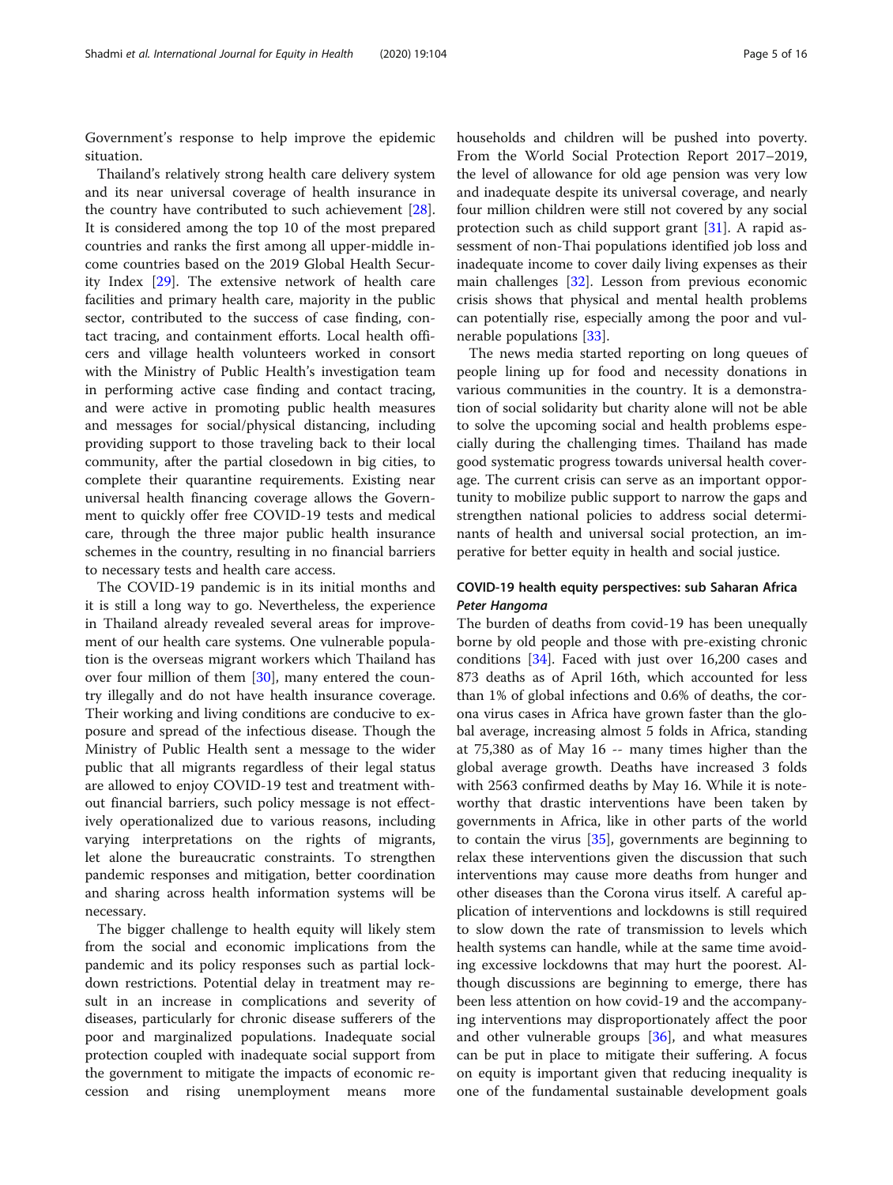Government's response to help improve the epidemic situation.

Thailand's relatively strong health care delivery system and its near universal coverage of health insurance in the country have contributed to such achievement [28]. It is considered among the top 10 of the most prepared countries and ranks the first among all upper-middle income countries based on the 2019 Global Health Security Index [29]. The extensive network of health care facilities and primary health care, majority in the public sector, contributed to the success of case finding, contact tracing, and containment efforts. Local health officers and village health volunteers worked in consort with the Ministry of Public Health's investigation team in performing active case finding and contact tracing, and were active in promoting public health measures and messages for social/physical distancing, including providing support to those traveling back to their local community, after the partial closedown in big cities, to complete their quarantine requirements. Existing near universal health financing coverage allows the Government to quickly offer free COVID-19 tests and medical care, through the three major public health insurance schemes in the country, resulting in no financial barriers to necessary tests and health care access.

The COVID-19 pandemic is in its initial months and it is still a long way to go. Nevertheless, the experience in Thailand already revealed several areas for improvement of our health care systems. One vulnerable population is the overseas migrant workers which Thailand has over four million of them [30], many entered the country illegally and do not have health insurance coverage. Their working and living conditions are conducive to exposure and spread of the infectious disease. Though the Ministry of Public Health sent a message to the wider public that all migrants regardless of their legal status are allowed to enjoy COVID-19 test and treatment without financial barriers, such policy message is not effectively operationalized due to various reasons, including varying interpretations on the rights of migrants, let alone the bureaucratic constraints. To strengthen pandemic responses and mitigation, better coordination and sharing across health information systems will be necessary.

The bigger challenge to health equity will likely stem from the social and economic implications from the pandemic and its policy responses such as partial lockdown restrictions. Potential delay in treatment may result in an increase in complications and severity of diseases, particularly for chronic disease sufferers of the poor and marginalized populations. Inadequate social protection coupled with inadequate social support from the government to mitigate the impacts of economic recession and rising unemployment means more households and children will be pushed into poverty. From the World Social Protection Report 2017–2019, the level of allowance for old age pension was very low and inadequate despite its universal coverage, and nearly four million children were still not covered by any social protection such as child support grant [31]. A rapid assessment of non-Thai populations identified job loss and inadequate income to cover daily living expenses as their main challenges [32]. Lesson from previous economic crisis shows that physical and mental health problems can potentially rise, especially among the poor and vulnerable populations [33].

The news media started reporting on long queues of people lining up for food and necessity donations in various communities in the country. It is a demonstration of social solidarity but charity alone will not be able to solve the upcoming social and health problems especially during the challenging times. Thailand has made good systematic progress towards universal health coverage. The current crisis can serve as an important opportunity to mobilize public support to narrow the gaps and strengthen national policies to address social determinants of health and universal social protection, an imperative for better equity in health and social justice.

## COVID-19 health equity perspectives: sub Saharan Africa

***Peter Hangoma***

The burden of deaths from covid-19 has been unequally borne by old people and those with pre-existing chronic conditions [34]. Faced with just over 16,200 cases and 873 deaths as of April 16th, which accounted for less than 1% of global infections and 0.6% of deaths, the corona virus cases in Africa have grown faster than the global average, increasing almost 5 folds in Africa, standing at 75,380 as of May 16 -- many times higher than the global average growth. Deaths have increased 3 folds with 2563 confirmed deaths by May 16. While it is noteworthy that drastic interventions have been taken by governments in Africa, like in other parts of the world to contain the virus [35], governments are beginning to relax these interventions given the discussion that such interventions may cause more deaths from hunger and other diseases than the Corona virus itself. A careful application of interventions and lockdowns is still required to slow down the rate of transmission to levels which health systems can handle, while at the same time avoiding excessive lockdowns that may hurt the poorest. Although discussions are beginning to emerge, there has been less attention on how covid-19 and the accompanying interventions may disproportionately affect the poor and other vulnerable groups [36], and what measures can be put in place to mitigate their suffering. A focus on equity is important given that reducing inequality is one of the fundamental sustainable development goals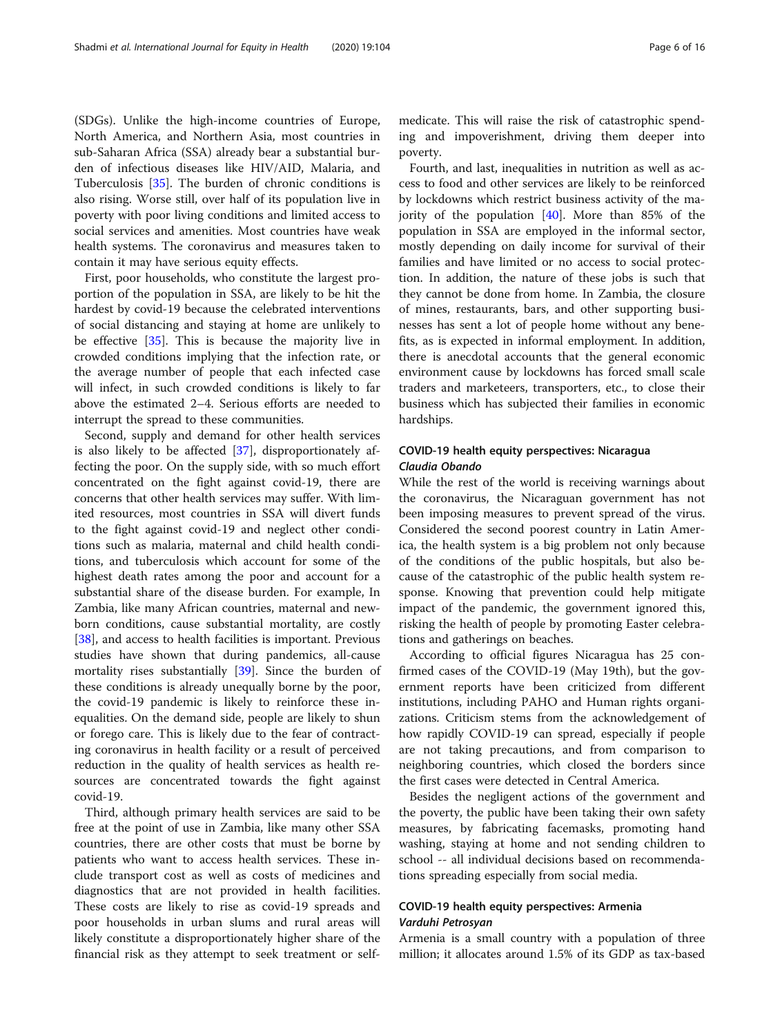(SDGs). Unlike the high-income countries of Europe, North America, and Northern Asia, most countries in sub-Saharan Africa (SSA) already bear a substantial burden of infectious diseases like HIV/AID, Malaria, and Tuberculosis [35]. The burden of chronic conditions is also rising. Worse still, over half of its population live in poverty with poor living conditions and limited access to social services and amenities. Most countries have weak health systems. The coronavirus and measures taken to contain it may have serious equity effects.

First, poor households, who constitute the largest proportion of the population in SSA, are likely to be hit the hardest by covid-19 because the celebrated interventions of social distancing and staying at home are unlikely to be effective [35]. This is because the majority live in crowded conditions implying that the infection rate, or the average number of people that each infected case will infect, in such crowded conditions is likely to far above the estimated 2–4. Serious efforts are needed to interrupt the spread to these communities.

Second, supply and demand for other health services is also likely to be affected [37], disproportionately affecting the poor. On the supply side, with so much effort concentrated on the fight against covid-19, there are concerns that other health services may suffer. With limited resources, most countries in SSA will divert funds to the fight against covid-19 and neglect other conditions such as malaria, maternal and child health conditions, and tuberculosis which account for some of the highest death rates among the poor and account for a substantial share of the disease burden. For example, In Zambia, like many African countries, maternal and newborn conditions, cause substantial mortality, are costly [38], and access to health facilities is important. Previous studies have shown that during pandemics, all-cause mortality rises substantially [39]. Since the burden of these conditions is already unequally borne by the poor, the covid-19 pandemic is likely to reinforce these inequalities. On the demand side, people are likely to shun or forego care. This is likely due to the fear of contracting coronavirus in health facility or a result of perceived reduction in the quality of health services as health resources are concentrated towards the fight against covid-19.

Third, although primary health services are said to be free at the point of use in Zambia, like many other SSA countries, there are other costs that must be borne by patients who want to access health services. These include transport cost as well as costs of medicines and diagnostics that are not provided in health facilities. These costs are likely to rise as covid-19 spreads and poor households in urban slums and rural areas will likely constitute a disproportionately higher share of the financial risk as they attempt to seek treatment or self-medicate. This will raise the risk of catastrophic spending and impoverishment, driving them deeper into poverty.

Fourth, and last, inequalities in nutrition as well as access to food and other services are likely to be reinforced by lockdowns which restrict business activity of the majority of the population [40]. More than 85% of the population in SSA are employed in the informal sector, mostly depending on daily income for survival of their families and have limited or no access to social protection. In addition, the nature of these jobs is such that they cannot be done from home. In Zambia, the closure of mines, restaurants, bars, and other supporting businesses has sent a lot of people home without any benefits, as is expected in informal employment. In addition, there is anecdotal accounts that the general economic environment cause by lockdowns has forced small scale traders and marketeers, transporters, etc., to close their business which has subjected their families in economic hardships.

## COVID-19 health equity perspectives: Nicaragua
*Claudia Obando*

While the rest of the world is receiving warnings about the coronavirus, the Nicaraguan government has not been imposing measures to prevent spread of the virus. Considered the second poorest country in Latin America, the health system is a big problem not only because of the conditions of the public hospitals, but also because of the catastrophic of the public health system response. Knowing that prevention could help mitigate impact of the pandemic, the government ignored this, risking the health of people by promoting Easter celebrations and gatherings on beaches.

According to official figures Nicaragua has 25 confirmed cases of the COVID-19 (May 19th), but the government reports have been criticized from different institutions, including PAHO and Human rights organizations. Criticism stems from the acknowledgement of how rapidly COVID-19 can spread, especially if people are not taking precautions, and from comparison to neighboring countries, which closed the borders since the first cases were detected in Central America.

Besides the negligent actions of the government and the poverty, the public have been taking their own safety measures, by fabricating facemasks, promoting hand washing, staying at home and not sending children to school -- all individual decisions based on recommendations spreading especially from social media.

## COVID-19 health equity perspectives: Armenia
*Varduhi Petrosyan*

Armenia is a small country with a population of three million; it allocates around 1.5% of its GDP as tax-based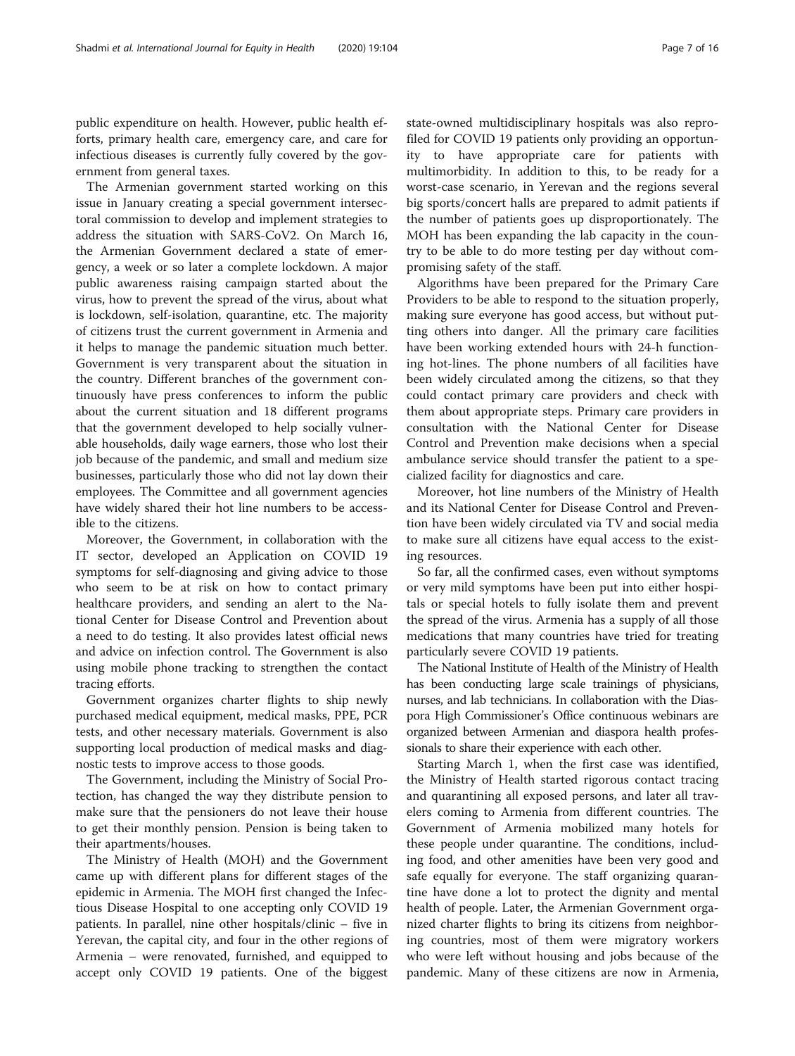public expenditure on health. However, public health efforts, primary health care, emergency care, and care for infectious diseases is currently fully covered by the government from general taxes.

The Armenian government started working on this issue in January creating a special government intersectoral commission to develop and implement strategies to address the situation with SARS-CoV2. On March 16, the Armenian Government declared a state of emergency, a week or so later a complete lockdown. A major public awareness raising campaign started about the virus, how to prevent the spread of the virus, about what is lockdown, self-isolation, quarantine, etc. The majority of citizens trust the current government in Armenia and it helps to manage the pandemic situation much better. Government is very transparent about the situation in the country. Different branches of the government continuously have press conferences to inform the public about the current situation and 18 different programs that the government developed to help socially vulnerable households, daily wage earners, those who lost their job because of the pandemic, and small and medium size businesses, particularly those who did not lay down their employees. The Committee and all government agencies have widely shared their hot line numbers to be accessible to the citizens.

Moreover, the Government, in collaboration with the IT sector, developed an Application on COVID 19 symptoms for self-diagnosing and giving advice to those who seem to be at risk on how to contact primary healthcare providers, and sending an alert to the National Center for Disease Control and Prevention about a need to do testing. It also provides latest official news and advice on infection control. The Government is also using mobile phone tracking to strengthen the contact tracing efforts.

Government organizes charter flights to ship newly purchased medical equipment, medical masks, PPE, PCR tests, and other necessary materials. Government is also supporting local production of medical masks and diagnostic tests to improve access to those goods.

The Government, including the Ministry of Social Protection, has changed the way they distribute pension to make sure that the pensioners do not leave their house to get their monthly pension. Pension is being taken to their apartments/houses.

The Ministry of Health (MOH) and the Government came up with different plans for different stages of the epidemic in Armenia. The MOH first changed the Infectious Disease Hospital to one accepting only COVID 19 patients. In parallel, nine other hospitals/clinic – five in Yerevan, the capital city, and four in the other regions of Armenia – were renovated, furnished, and equipped to accept only COVID 19 patients. One of the biggest state-owned multidisciplinary hospitals was also reprofiled for COVID 19 patients only providing an opportunity to have appropriate care for patients with multimorbidity. In addition to this, to be ready for a worst-case scenario, in Yerevan and the regions several big sports/concert halls are prepared to admit patients if the number of patients goes up disproportionately. The MOH has been expanding the lab capacity in the country to be able to do more testing per day without compromising safety of the staff.

Algorithms have been prepared for the Primary Care Providers to be able to respond to the situation properly, making sure everyone has good access, but without putting others into danger. All the primary care facilities have been working extended hours with 24-h functioning hot-lines. The phone numbers of all facilities have been widely circulated among the citizens, so that they could contact primary care providers and check with them about appropriate steps. Primary care providers in consultation with the National Center for Disease Control and Prevention make decisions when a special ambulance service should transfer the patient to a specialized facility for diagnostics and care.

Moreover, hot line numbers of the Ministry of Health and its National Center for Disease Control and Prevention have been widely circulated via TV and social media to make sure all citizens have equal access to the existing resources.

So far, all the confirmed cases, even without symptoms or very mild symptoms have been put into either hospitals or special hotels to fully isolate them and prevent the spread of the virus. Armenia has a supply of all those medications that many countries have tried for treating particularly severe COVID 19 patients.

The National Institute of Health of the Ministry of Health has been conducting large scale trainings of physicians, nurses, and lab technicians. In collaboration with the Diaspora High Commissioner's Office continuous webinars are organized between Armenian and diaspora health professionals to share their experience with each other.

Starting March 1, when the first case was identified, the Ministry of Health started rigorous contact tracing and quarantining all exposed persons, and later all travelers coming to Armenia from different countries. The Government of Armenia mobilized many hotels for these people under quarantine. The conditions, including food, and other amenities have been very good and safe equally for everyone. The staff organizing quarantine have done a lot to protect the dignity and mental health of people. Later, the Armenian Government organized charter flights to bring its citizens from neighboring countries, most of them were migratory workers who were left without housing and jobs because of the pandemic. Many of these citizens are now in Armenia,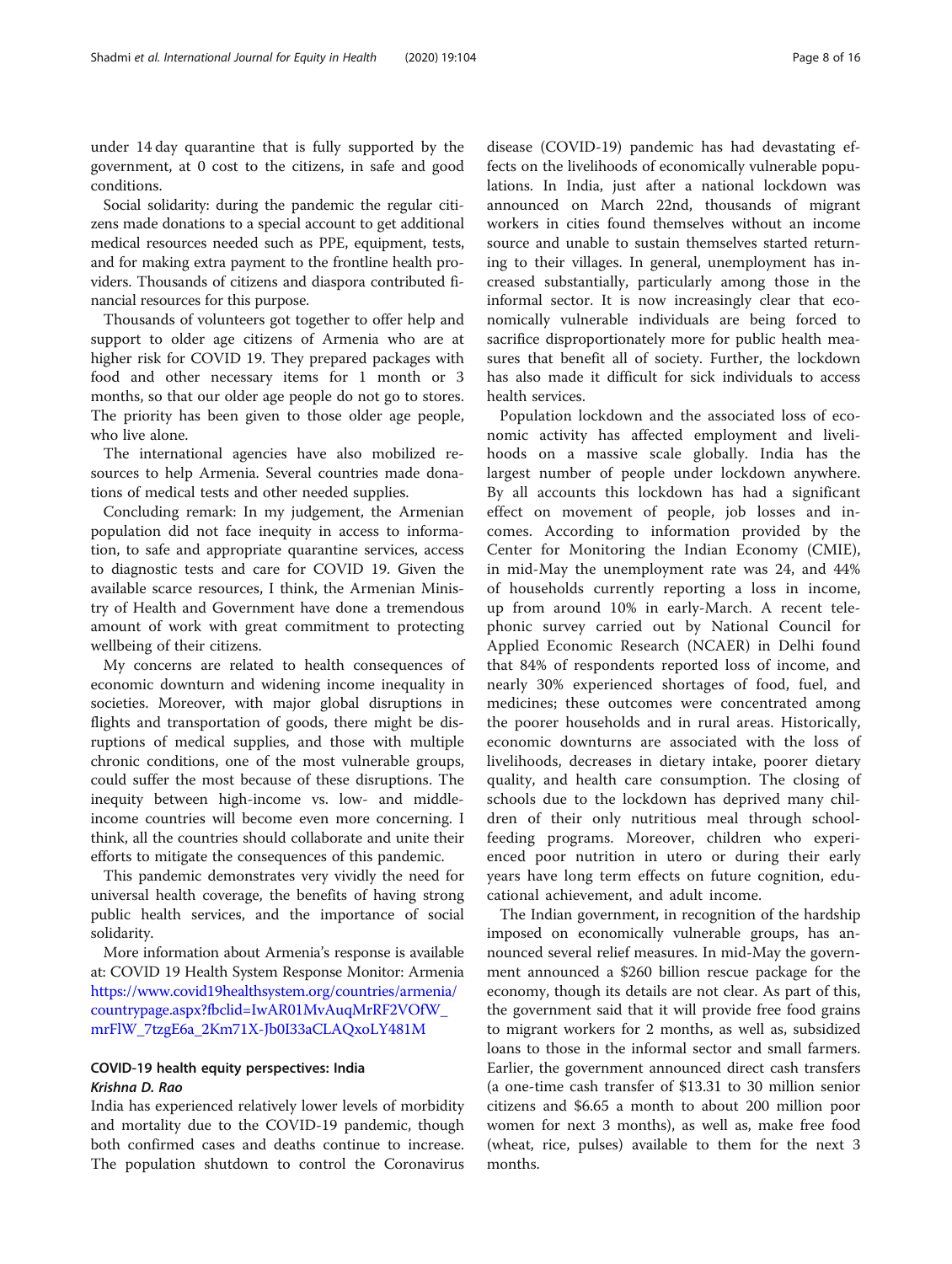under 14 day quarantine that is fully supported by the government, at 0 cost to the citizens, in safe and good conditions.

Social solidarity: during the pandemic the regular citizens made donations to a special account to get additional medical resources needed such as PPE, equipment, tests, and for making extra payment to the frontline health providers. Thousands of citizens and diaspora contributed financial resources for this purpose.

Thousands of volunteers got together to offer help and support to older age citizens of Armenia who are at higher risk for COVID 19. They prepared packages with food and other necessary items for 1 month or 3 months, so that our older age people do not go to stores. The priority has been given to those older age people, who live alone.

The international agencies have also mobilized resources to help Armenia. Several countries made donations of medical tests and other needed supplies.

Concluding remark: In my judgement, the Armenian population did not face inequity in access to information, to safe and appropriate quarantine services, access to diagnostic tests and care for COVID 19. Given the available scarce resources, I think, the Armenian Ministry of Health and Government have done a tremendous amount of work with great commitment to protecting wellbeing of their citizens.

My concerns are related to health consequences of economic downturn and widening income inequality in societies. Moreover, with major global disruptions in flights and transportation of goods, there might be disruptions of medical supplies, and those with multiple chronic conditions, one of the most vulnerable groups, could suffer the most because of these disruptions. The inequity between high-income vs. low- and middle-income countries will become even more concerning. I think, all the countries should collaborate and unite their efforts to mitigate the consequences of this pandemic.

This pandemic demonstrates very vividly the need for universal health coverage, the benefits of having strong public health services, and the importance of social solidarity.

More information about Armenia's response is available at: COVID 19 Health System Response Monitor: Armenia https://www.covid19healthsystem.org/countries/armenia/countrypage.aspx?fbclid=IwAR01MvAuqMrRF2VOfW_mrFlW_7tzgE6a_2Km71X-Jb0I33aCLAQxoLY481M

### COVID-19 health equity perspectives: India

*Krishna D. Rao*

India has experienced relatively lower levels of morbidity and mortality due to the COVID-19 pandemic, though both confirmed cases and deaths continue to increase. The population shutdown to control the Coronavirus disease (COVID-19) pandemic has had devastating effects on the livelihoods of economically vulnerable populations. In India, just after a national lockdown was announced on March 22nd, thousands of migrant workers in cities found themselves without an income source and unable to sustain themselves started returning to their villages. In general, unemployment has increased substantially, particularly among those in the informal sector. It is now increasingly clear that economically vulnerable individuals are being forced to sacrifice disproportionately more for public health measures that benefit all of society. Further, the lockdown has also made it difficult for sick individuals to access health services.

Population lockdown and the associated loss of economic activity has affected employment and livelihoods on a massive scale globally. India has the largest number of people under lockdown anywhere. By all accounts this lockdown has had a significant effect on movement of people, job losses and incomes. According to information provided by the Center for Monitoring the Indian Economy (CMIE), in mid-May the unemployment rate was 24, and 44% of households currently reporting a loss in income, up from around 10% in early-March. A recent telephonic survey carried out by National Council for Applied Economic Research (NCAER) in Delhi found that 84% of respondents reported loss of income, and nearly 30% experienced shortages of food, fuel, and medicines; these outcomes were concentrated among the poorer households and in rural areas. Historically, economic downturns are associated with the loss of livelihoods, decreases in dietary intake, poorer dietary quality, and health care consumption. The closing of schools due to the lockdown has deprived many children of their only nutritious meal through school-feeding programs. Moreover, children who experienced poor nutrition in utero or during their early years have long term effects on future cognition, educational achievement, and adult income.

The Indian government, in recognition of the hardship imposed on economically vulnerable groups, has announced several relief measures. In mid-May the government announced a $260 billion rescue package for the economy, though its details are not clear. As part of this, the government said that it will provide free food grains to migrant workers for 2 months, as well as, subsidized loans to those in the informal sector and small farmers. Earlier, the government announced direct cash transfers (a one-time cash transfer of $13.31 to 30 million senior citizens and $6.65 a month to about 200 million poor women for next 3 months), as well as, make free food (wheat, rice, pulses) available to them for the next 3 months.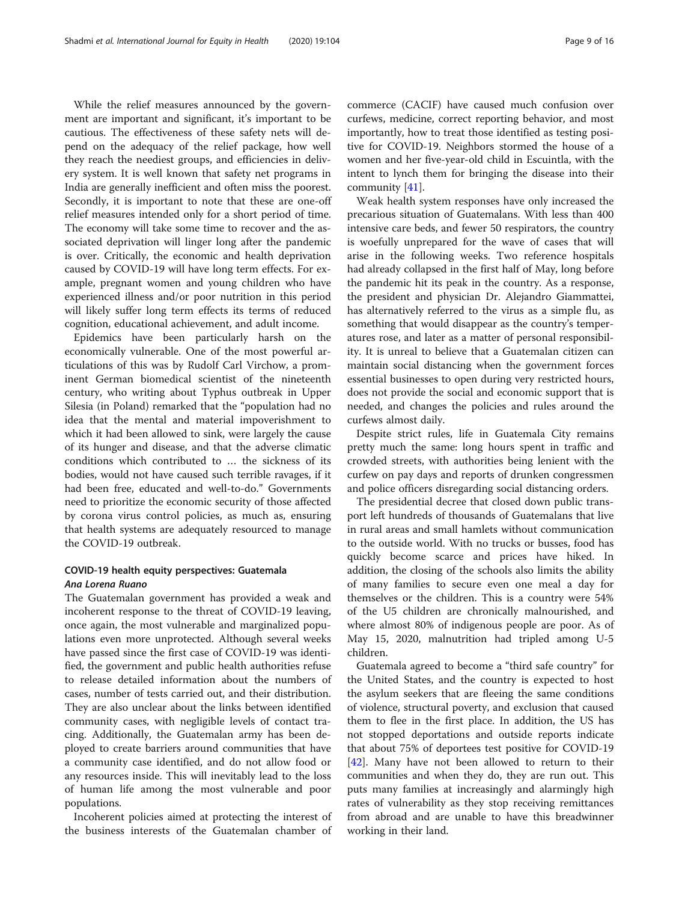While the relief measures announced by the government are important and significant, it's important to be cautious. The effectiveness of these safety nets will depend on the adequacy of the relief package, how well they reach the neediest groups, and efficiencies in delivery system. It is well known that safety net programs in India are generally inefficient and often miss the poorest. Secondly, it is important to note that these are one-off relief measures intended only for a short period of time. The economy will take some time to recover and the associated deprivation will linger long after the pandemic is over. Critically, the economic and health deprivation caused by COVID-19 will have long term effects. For example, pregnant women and young children who have experienced illness and/or poor nutrition in this period will likely suffer long term effects its terms of reduced cognition, educational achievement, and adult income.

Epidemics have been particularly harsh on the economically vulnerable. One of the most powerful articulations of this was by Rudolf Carl Virchow, a prominent German biomedical scientist of the nineteenth century, who writing about Typhus outbreak in Upper Silesia (in Poland) remarked that the "population had no idea that the mental and material impoverishment to which it had been allowed to sink, were largely the cause of its hunger and disease, and that the adverse climatic conditions which contributed to … the sickness of its bodies, would not have caused such terrible ravages, if it had been free, educated and well-to-do." Governments need to prioritize the economic security of those affected by corona virus control policies, as much as, ensuring that health systems are adequately resourced to manage the COVID-19 outbreak.

## COVID-19 health equity perspectives: Guatemala

***Ana Lorena Ruano***

The Guatemalan government has provided a weak and incoherent response to the threat of COVID-19 leaving, once again, the most vulnerable and marginalized populations even more unprotected. Although several weeks have passed since the first case of COVID-19 was identified, the government and public health authorities refuse to release detailed information about the numbers of cases, number of tests carried out, and their distribution. They are also unclear about the links between identified community cases, with negligible levels of contact tracing. Additionally, the Guatemalan army has been deployed to create barriers around communities that have a community case identified, and do not allow food or any resources inside. This will inevitably lead to the loss of human life among the most vulnerable and poor populations.

Incoherent policies aimed at protecting the interest of the business interests of the Guatemalan chamber of commerce (CACIF) have caused much confusion over curfews, medicine, correct reporting behavior, and most importantly, how to treat those identified as testing positive for COVID-19. Neighbors stormed the house of a women and her five-year-old child in Escuintla, with the intent to lynch them for bringing the disease into their community [41].

Weak health system responses have only increased the precarious situation of Guatemalans. With less than 400 intensive care beds, and fewer 50 respirators, the country is woefully unprepared for the wave of cases that will arise in the following weeks. Two reference hospitals had already collapsed in the first half of May, long before the pandemic hit its peak in the country. As a response, the president and physician Dr. Alejandro Giammattei, has alternatively referred to the virus as a simple flu, as something that would disappear as the country's temperatures rose, and later as a matter of personal responsibility. It is unreal to believe that a Guatemalan citizen can maintain social distancing when the government forces essential businesses to open during very restricted hours, does not provide the social and economic support that is needed, and changes the policies and rules around the curfews almost daily.

Despite strict rules, life in Guatemala City remains pretty much the same: long hours spent in traffic and crowded streets, with authorities being lenient with the curfew on pay days and reports of drunken congressmen and police officers disregarding social distancing orders.

The presidential decree that closed down public transport left hundreds of thousands of Guatemalans that live in rural areas and small hamlets without communication to the outside world. With no trucks or busses, food has quickly become scarce and prices have hiked. In addition, the closing of the schools also limits the ability of many families to secure even one meal a day for themselves or the children. This is a country were 54% of the U5 children are chronically malnourished, and where almost 80% of indigenous people are poor. As of May 15, 2020, malnutrition had tripled among U-5 children.

Guatemala agreed to become a "third safe country" for the United States, and the country is expected to host the asylum seekers that are fleeing the same conditions of violence, structural poverty, and exclusion that caused them to flee in the first place. In addition, the US has not stopped deportations and outside reports indicate that about 75% of deportees test positive for COVID-19 [42]. Many have not been allowed to return to their communities and when they do, they are run out. This puts many families at increasingly and alarmingly high rates of vulnerability as they stop receiving remittances from abroad and are unable to have this breadwinner working in their land.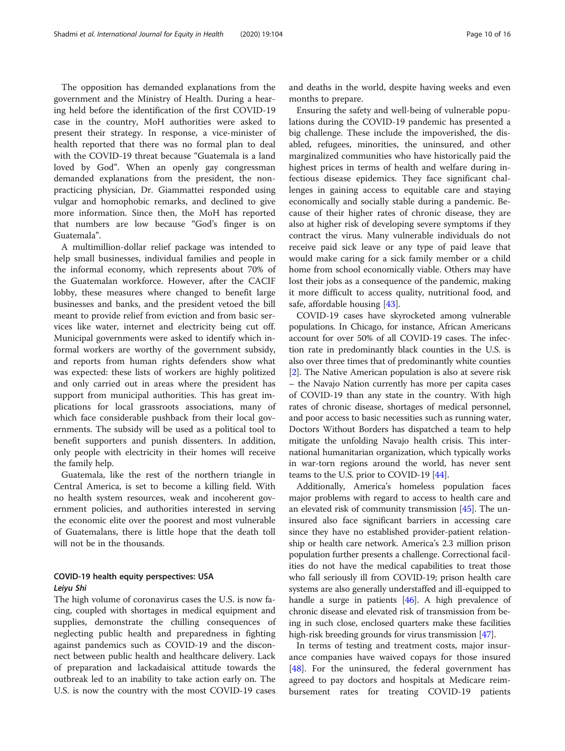The opposition has demanded explanations from the government and the Ministry of Health. During a hearing held before the identification of the first COVID-19 case in the country, MoH authorities were asked to present their strategy. In response, a vice-minister of health reported that there was no formal plan to deal with the COVID-19 threat because "Guatemala is a land loved by God". When an openly gay congressman demanded explanations from the president, the non-practicing physician, Dr. Giammattei responded using vulgar and homophobic remarks, and declined to give more information. Since then, the MoH has reported that numbers are low because "God's finger is on Guatemala".

A multimillion-dollar relief package was intended to help small businesses, individual families and people in the informal economy, which represents about 70% of the Guatemalan workforce. However, after the CACIF lobby, these measures where changed to benefit large businesses and banks, and the president vetoed the bill meant to provide relief from eviction and from basic services like water, internet and electricity being cut off. Municipal governments were asked to identify which informal workers are worthy of the government subsidy, and reports from human rights defenders show what was expected: these lists of workers are highly politized and only carried out in areas where the president has support from municipal authorities. This has great implications for local grassroots associations, many of which face considerable pushback from their local governments. The subsidy will be used as a political tool to benefit supporters and punish dissenters. In addition, only people with electricity in their homes will receive the family help.

Guatemala, like the rest of the northern triangle in Central America, is set to become a killing field. With no health system resources, weak and incoherent government policies, and authorities interested in serving the economic elite over the poorest and most vulnerable of Guatemalans, there is little hope that the death toll will not be in the thousands.

## COVID-19 health equity perspectives: USA

### *Leiyu Shi*

The high volume of coronavirus cases the U.S. is now facing, coupled with shortages in medical equipment and supplies, demonstrate the chilling consequences of neglecting public health and preparedness in fighting against pandemics such as COVID-19 and the disconnect between public health and healthcare delivery. Lack of preparation and lackadaisical attitude towards the outbreak led to an inability to take action early on. The U.S. is now the country with the most COVID-19 cases and deaths in the world, despite having weeks and even months to prepare.

Ensuring the safety and well-being of vulnerable populations during the COVID-19 pandemic has presented a big challenge. These include the impoverished, the disabled, refugees, minorities, the uninsured, and other marginalized communities who have historically paid the highest prices in terms of health and welfare during infectious disease epidemics. They face significant challenges in gaining access to equitable care and staying economically and socially stable during a pandemic. Because of their higher rates of chronic disease, they are also at higher risk of developing severe symptoms if they contract the virus. Many vulnerable individuals do not receive paid sick leave or any type of paid leave that would make caring for a sick family member or a child home from school economically viable. Others may have lost their jobs as a consequence of the pandemic, making it more difficult to access quality, nutritional food, and safe, affordable housing [43].

COVID-19 cases have skyrocketed among vulnerable populations. In Chicago, for instance, African Americans account for over 50% of all COVID-19 cases. The infection rate in predominantly black counties in the U.S. is also over three times that of predominantly white counties [2]. The Native American population is also at severe risk – the Navajo Nation currently has more per capita cases of COVID-19 than any state in the country. With high rates of chronic disease, shortages of medical personnel, and poor access to basic necessities such as running water, Doctors Without Borders has dispatched a team to help mitigate the unfolding Navajo health crisis. This international humanitarian organization, which typically works in war-torn regions around the world, has never sent teams to the U.S. prior to COVID-19 [44].

Additionally, America's homeless population faces major problems with regard to access to health care and an elevated risk of community transmission [45]. The uninsured also face significant barriers in accessing care since they have no established provider-patient relationship or health care network. America's 2.3 million prison population further presents a challenge. Correctional facilities do not have the medical capabilities to treat those who fall seriously ill from COVID-19; prison health care systems are also generally understaffed and ill-equipped to handle a surge in patients [46]. A high prevalence of chronic disease and elevated risk of transmission from being in such close, enclosed quarters make these facilities high-risk breeding grounds for virus transmission [47].

In terms of testing and treatment costs, major insurance companies have waived copays for those insured [48]. For the uninsured, the federal government has agreed to pay doctors and hospitals at Medicare reimbursement rates for treating COVID-19 patients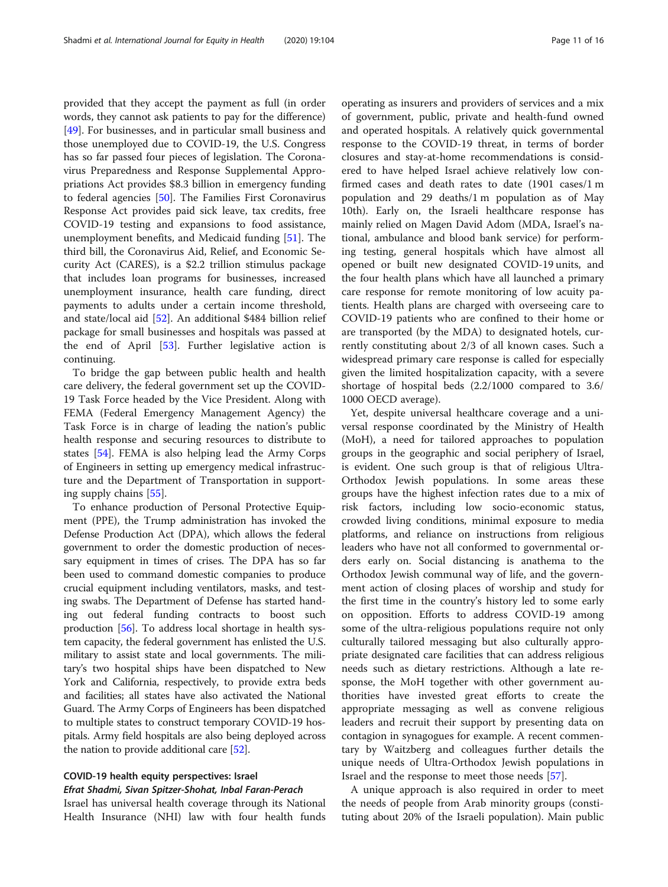provided that they accept the payment as full (in order words, they cannot ask patients to pay for the difference) [49]. For businesses, and in particular small business and those unemployed due to COVID-19, the U.S. Congress has so far passed four pieces of legislation. The Coronavirus Preparedness and Response Supplemental Appropriations Act provides $8.3 billion in emergency funding to federal agencies [50]. The Families First Coronavirus Response Act provides paid sick leave, tax credits, free COVID-19 testing and expansions to food assistance, unemployment benefits, and Medicaid funding [51]. The third bill, the Coronavirus Aid, Relief, and Economic Security Act (CARES), is a $2.2 trillion stimulus package that includes loan programs for businesses, increased unemployment insurance, health care funding, direct payments to adults under a certain income threshold, and state/local aid [52]. An additional $484 billion relief package for small businesses and hospitals was passed at the end of April [53]. Further legislative action is continuing.

To bridge the gap between public health and health care delivery, the federal government set up the COVID-19 Task Force headed by the Vice President. Along with FEMA (Federal Emergency Management Agency) the Task Force is in charge of leading the nation's public health response and securing resources to distribute to states [54]. FEMA is also helping lead the Army Corps of Engineers in setting up emergency medical infrastructure and the Department of Transportation in supporting supply chains [55].

To enhance production of Personal Protective Equipment (PPE), the Trump administration has invoked the Defense Production Act (DPA), which allows the federal government to order the domestic production of necessary equipment in times of crises. The DPA has so far been used to command domestic companies to produce crucial equipment including ventilators, masks, and testing swabs. The Department of Defense has started handing out federal funding contracts to boost such production [56]. To address local shortage in health system capacity, the federal government has enlisted the U.S. military to assist state and local governments. The military's two hospital ships have been dispatched to New York and California, respectively, to provide extra beds and facilities; all states have also activated the National Guard. The Army Corps of Engineers has been dispatched to multiple states to construct temporary COVID-19 hospitals. Army field hospitals are also being deployed across the nation to provide additional care [52].

### COVID-19 health equity perspectives: Israel

***Efrat Shadmi, Sivan Spitzer-Shohat, Inbal Faran-Perach***

Israel has universal health coverage through its National Health Insurance (NHI) law with four health funds operating as insurers and providers of services and a mix of government, public, private and health-fund owned and operated hospitals. A relatively quick governmental response to the COVID-19 threat, in terms of border closures and stay-at-home recommendations is considered to have helped Israel achieve relatively low confirmed cases and death rates to date (1901 cases/1 m population and 29 deaths/1 m population as of May 10th). Early on, the Israeli healthcare response has mainly relied on Magen David Adom (MDA, Israel's national, ambulance and blood bank service) for performing testing, general hospitals which have almost all opened or built new designated COVID-19 units, and the four health plans which have all launched a primary care response for remote monitoring of low acuity patients. Health plans are charged with overseeing care to COVID-19 patients who are confined to their home or are transported (by the MDA) to designated hotels, currently constituting about 2/3 of all known cases. Such a widespread primary care response is called for especially given the limited hospitalization capacity, with a severe shortage of hospital beds (2.2/1000 compared to 3.6/1000 OECD average).

Yet, despite universal healthcare coverage and a universal response coordinated by the Ministry of Health (MoH), a need for tailored approaches to population groups in the geographic and social periphery of Israel, is evident. One such group is that of religious Ultra-Orthodox Jewish populations. In some areas these groups have the highest infection rates due to a mix of risk factors, including low socio-economic status, crowded living conditions, minimal exposure to media platforms, and reliance on instructions from religious leaders who have not all conformed to governmental orders early on. Social distancing is anathema to the Orthodox Jewish communal way of life, and the government action of closing places of worship and study for the first time in the country's history led to some early on opposition. Efforts to address COVID-19 among some of the ultra-religious populations require not only culturally tailored messaging but also culturally appropriate designated care facilities that can address religious needs such as dietary restrictions. Although a late response, the MoH together with other government authorities have invested great efforts to create the appropriate messaging as well as convene religious leaders and recruit their support by presenting data on contagion in synagogues for example. A recent commentary by Waitzberg and colleagues further details the unique needs of Ultra-Orthodox Jewish populations in Israel and the response to meet those needs [57].

A unique approach is also required in order to meet the needs of people from Arab minority groups (constituting about 20% of the Israeli population). Main public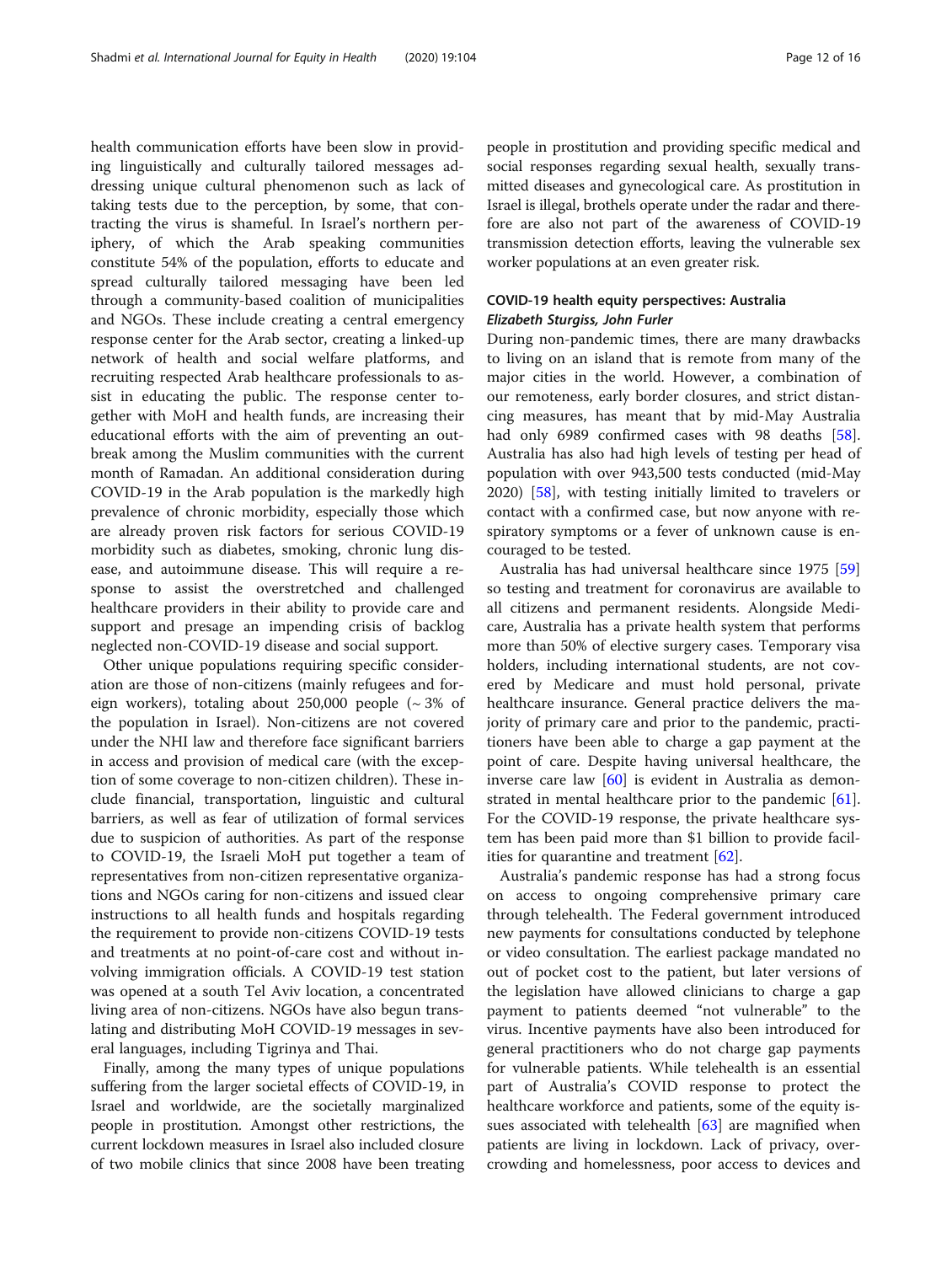health communication efforts have been slow in providing linguistically and culturally tailored messages addressing unique cultural phenomenon such as lack of taking tests due to the perception, by some, that contracting the virus is shameful. In Israel's northern periphery, of which the Arab speaking communities constitute 54% of the population, efforts to educate and spread culturally tailored messaging have been led through a community-based coalition of municipalities and NGOs. These include creating a central emergency response center for the Arab sector, creating a linked-up network of health and social welfare platforms, and recruiting respected Arab healthcare professionals to assist in educating the public. The response center together with MoH and health funds, are increasing their educational efforts with the aim of preventing an outbreak among the Muslim communities with the current month of Ramadan. An additional consideration during COVID-19 in the Arab population is the markedly high prevalence of chronic morbidity, especially those which are already proven risk factors for serious COVID-19 morbidity such as diabetes, smoking, chronic lung disease, and autoimmune disease. This will require a response to assist the overstretched and challenged healthcare providers in their ability to provide care and support and presage an impending crisis of backlog neglected non-COVID-19 disease and social support.

Other unique populations requiring specific consideration are those of non-citizens (mainly refugees and foreign workers), totaling about 250,000 people (~ 3% of the population in Israel). Non-citizens are not covered under the NHI law and therefore face significant barriers in access and provision of medical care (with the exception of some coverage to non-citizen children). These include financial, transportation, linguistic and cultural barriers, as well as fear of utilization of formal services due to suspicion of authorities. As part of the response to COVID-19, the Israeli MoH put together a team of representatives from non-citizen representative organizations and NGOs caring for non-citizens and issued clear instructions to all health funds and hospitals regarding the requirement to provide non-citizens COVID-19 tests and treatments at no point-of-care cost and without involving immigration officials. A COVID-19 test station was opened at a south Tel Aviv location, a concentrated living area of non-citizens. NGOs have also begun translating and distributing MoH COVID-19 messages in several languages, including Tigrinya and Thai.

Finally, among the many types of unique populations suffering from the larger societal effects of COVID-19, in Israel and worldwide, are the societally marginalized people in prostitution. Amongst other restrictions, the current lockdown measures in Israel also included closure of two mobile clinics that since 2008 have been treating people in prostitution and providing specific medical and social responses regarding sexual health, sexually transmitted diseases and gynecological care. As prostitution in Israel is illegal, brothels operate under the radar and therefore are also not part of the awareness of COVID-19 transmission detection efforts, leaving the vulnerable sex worker populations at an even greater risk.

## COVID-19 health equity perspectives: Australia

***Elizabeth Sturgiss, John Furler***

During non-pandemic times, there are many drawbacks to living on an island that is remote from many of the major cities in the world. However, a combination of our remoteness, early border closures, and strict distancing measures, has meant that by mid-May Australia had only 6989 confirmed cases with 98 deaths [58]. Australia has also had high levels of testing per head of population with over 943,500 tests conducted (mid-May 2020) [58], with testing initially limited to travelers or contact with a confirmed case, but now anyone with respiratory symptoms or a fever of unknown cause is encouraged to be tested.

Australia has had universal healthcare since 1975 [59] so testing and treatment for coronavirus are available to all citizens and permanent residents. Alongside Medicare, Australia has a private health system that performs more than 50% of elective surgery cases. Temporary visa holders, including international students, are not covered by Medicare and must hold personal, private healthcare insurance. General practice delivers the majority of primary care and prior to the pandemic, practitioners have been able to charge a gap payment at the point of care. Despite having universal healthcare, the inverse care law [60] is evident in Australia as demonstrated in mental healthcare prior to the pandemic [61]. For the COVID-19 response, the private healthcare system has been paid more than $1 billion to provide facilities for quarantine and treatment [62].

Australia's pandemic response has had a strong focus on access to ongoing comprehensive primary care through telehealth. The Federal government introduced new payments for consultations conducted by telephone or video consultation. The earliest package mandated no out of pocket cost to the patient, but later versions of the legislation have allowed clinicians to charge a gap payment to patients deemed "not vulnerable" to the virus. Incentive payments have also been introduced for general practitioners who do not charge gap payments for vulnerable patients. While telehealth is an essential part of Australia's COVID response to protect the healthcare workforce and patients, some of the equity issues associated with telehealth [63] are magnified when patients are living in lockdown. Lack of privacy, overcrowding and homelessness, poor access to devices and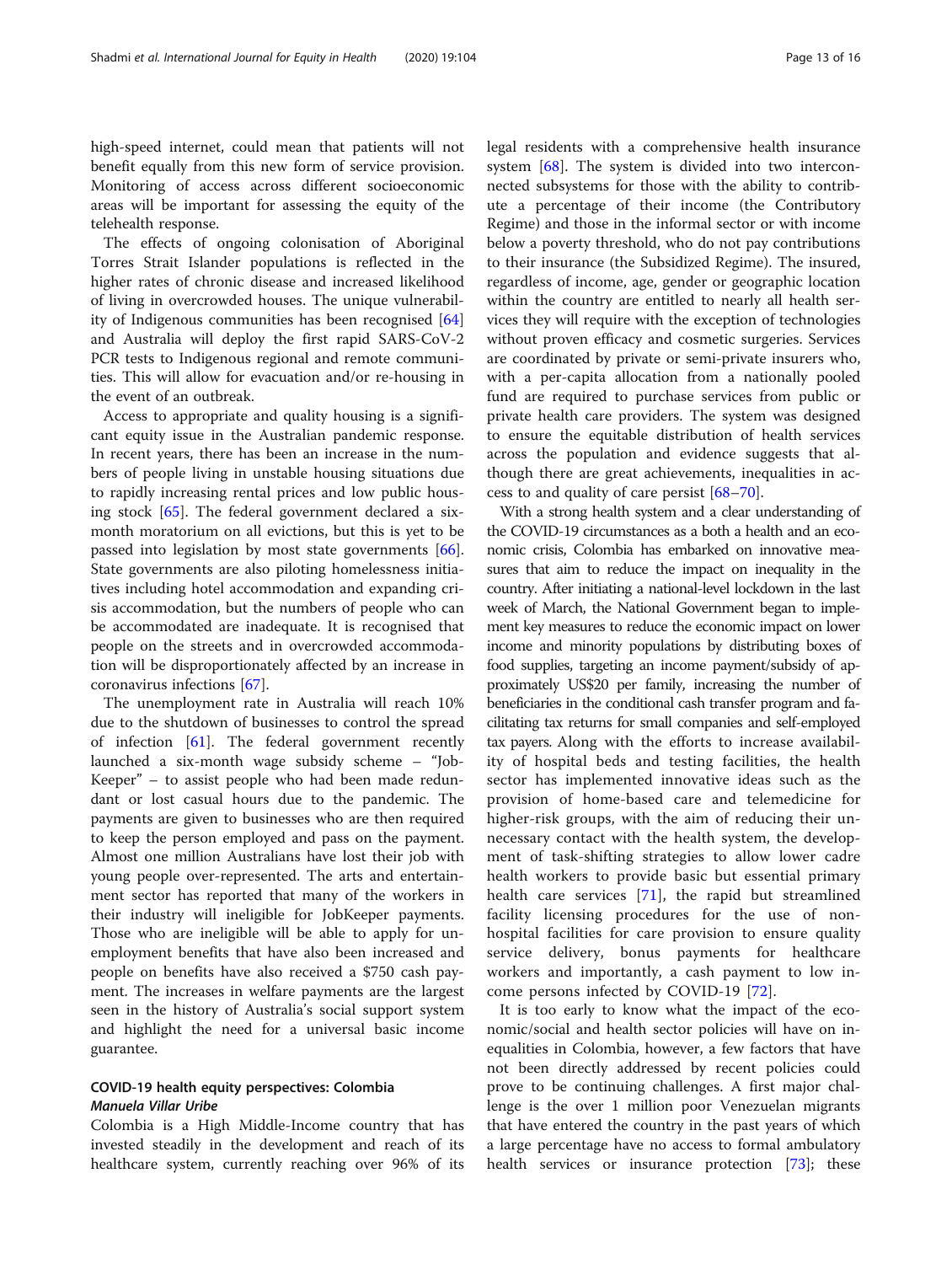high-speed internet, could mean that patients will not benefit equally from this new form of service provision. Monitoring of access across different socioeconomic areas will be important for assessing the equity of the telehealth response.

The effects of ongoing colonisation of Aboriginal Torres Strait Islander populations is reflected in the higher rates of chronic disease and increased likelihood of living in overcrowded houses. The unique vulnerability of Indigenous communities has been recognised [64] and Australia will deploy the first rapid SARS-CoV-2 PCR tests to Indigenous regional and remote communities. This will allow for evacuation and/or re-housing in the event of an outbreak.

Access to appropriate and quality housing is a significant equity issue in the Australian pandemic response. In recent years, there has been an increase in the numbers of people living in unstable housing situations due to rapidly increasing rental prices and low public housing stock [65]. The federal government declared a six-month moratorium on all evictions, but this is yet to be passed into legislation by most state governments [66]. State governments are also piloting homelessness initiatives including hotel accommodation and expanding crisis accommodation, but the numbers of people who can be accommodated are inadequate. It is recognised that people on the streets and in overcrowded accommodation will be disproportionately affected by an increase in coronavirus infections [67].

The unemployment rate in Australia will reach 10% due to the shutdown of businesses to control the spread of infection [61]. The federal government recently launched a six-month wage subsidy scheme – "Job-Keeper" – to assist people who had been made redundant or lost casual hours due to the pandemic. The payments are given to businesses who are then required to keep the person employed and pass on the payment. Almost one million Australians have lost their job with young people over-represented. The arts and entertainment sector has reported that many of the workers in their industry will ineligible for JobKeeper payments. Those who are ineligible will be able to apply for unemployment benefits that have also been increased and people on benefits have also received a $750 cash payment. The increases in welfare payments are the largest seen in the history of Australia's social support system and highlight the need for a universal basic income guarantee.

## COVID-19 health equity perspectives: Colombia

***Manuela Villar Uribe***

Colombia is a High Middle-Income country that has invested steadily in the development and reach of its healthcare system, currently reaching over 96% of its legal residents with a comprehensive health insurance system [68]. The system is divided into two interconnected subsystems for those with the ability to contribute a percentage of their income (the Contributory Regime) and those in the informal sector or with income below a poverty threshold, who do not pay contributions to their insurance (the Subsidized Regime). The insured, regardless of income, age, gender or geographic location within the country are entitled to nearly all health services they will require with the exception of technologies without proven efficacy and cosmetic surgeries. Services are coordinated by private or semi-private insurers who, with a per-capita allocation from a nationally pooled fund are required to purchase services from public or private health care providers. The system was designed to ensure the equitable distribution of health services across the population and evidence suggests that although there are great achievements, inequalities in access to and quality of care persist [68–70].

With a strong health system and a clear understanding of the COVID-19 circumstances as a both a health and an economic crisis, Colombia has embarked on innovative measures that aim to reduce the impact on inequality in the country. After initiating a national-level lockdown in the last week of March, the National Government began to implement key measures to reduce the economic impact on lower income and minority populations by distributing boxes of food supplies, targeting an income payment/subsidy of approximately US$20 per family, increasing the number of beneficiaries in the conditional cash transfer program and facilitating tax returns for small companies and self-employed tax payers. Along with the efforts to increase availability of hospital beds and testing facilities, the health sector has implemented innovative ideas such as the provision of home-based care and telemedicine for higher-risk groups, with the aim of reducing their unnecessary contact with the health system, the development of task-shifting strategies to allow lower cadre health workers to provide basic but essential primary health care services [71], the rapid but streamlined facility licensing procedures for the use of non-hospital facilities for care provision to ensure quality service delivery, bonus payments for healthcare workers and importantly, a cash payment to low income persons infected by COVID-19 [72].

It is too early to know what the impact of the economic/social and health sector policies will have on inequalities in Colombia, however, a few factors that have not been directly addressed by recent policies could prove to be continuing challenges. A first major challenge is the over 1 million poor Venezuelan migrants that have entered the country in the past years of which a large percentage have no access to formal ambulatory health services or insurance protection [73]; these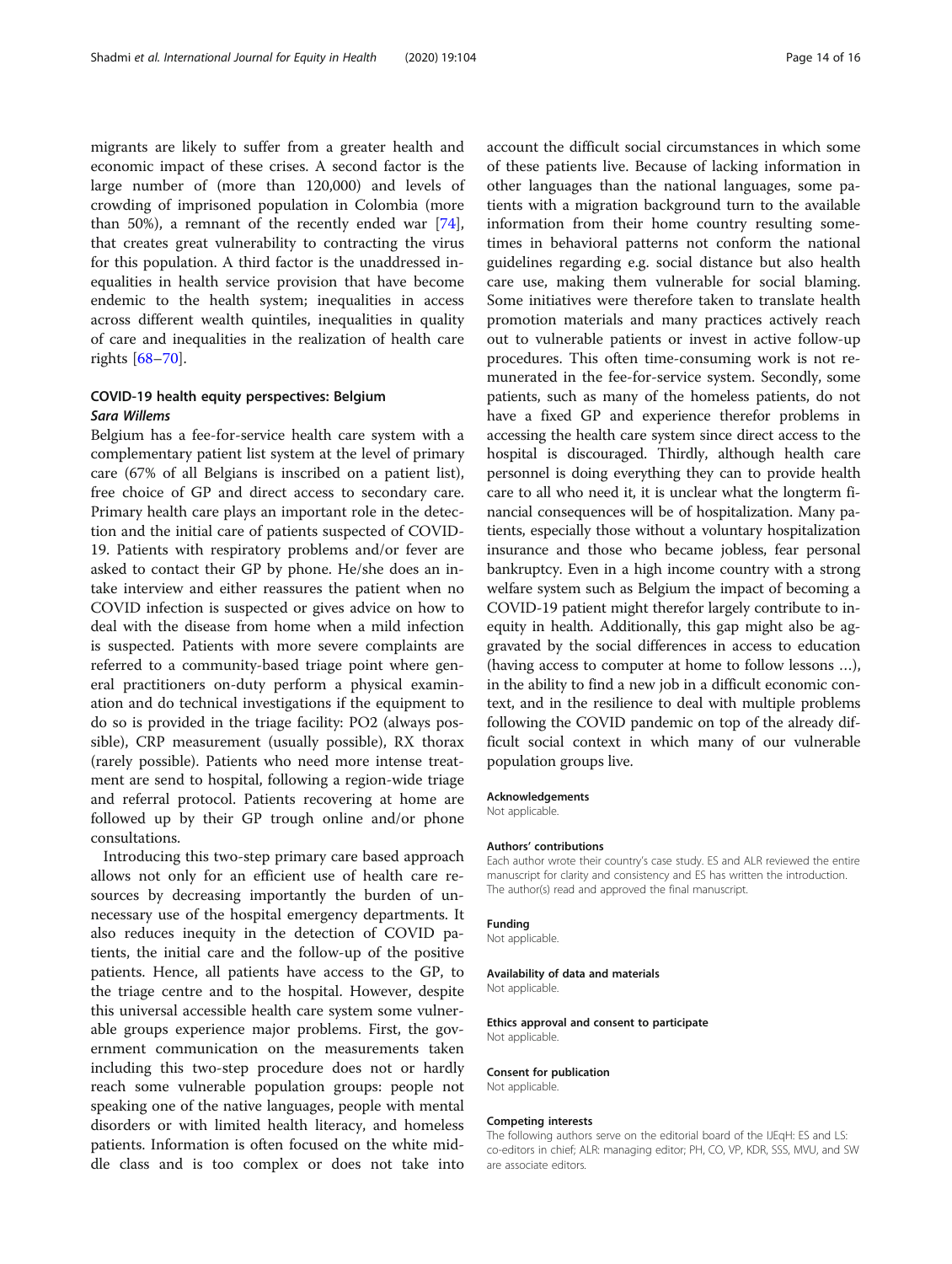migrants are likely to suffer from a greater health and economic impact of these crises. A second factor is the large number of (more than 120,000) and levels of crowding of imprisoned population in Colombia (more than 50%), a remnant of the recently ended war [74], that creates great vulnerability to contracting the virus for this population. A third factor is the unaddressed inequalities in health service provision that have become endemic to the health system; inequalities in access across different wealth quintiles, inequalities in quality of care and inequalities in the realization of health care rights [68–70].

## COVID-19 health equity perspectives: Belgium

### *Sara Willems*

Belgium has a fee-for-service health care system with a complementary patient list system at the level of primary care (67% of all Belgians is inscribed on a patient list), free choice of GP and direct access to secondary care. Primary health care plays an important role in the detection and the initial care of patients suspected of COVID-19. Patients with respiratory problems and/or fever are asked to contact their GP by phone. He/she does an intake interview and either reassures the patient when no COVID infection is suspected or gives advice on how to deal with the disease from home when a mild infection is suspected. Patients with more severe complaints are referred to a community-based triage point where general practitioners on-duty perform a physical examination and do technical investigations if the equipment to do so is provided in the triage facility: PO2 (always possible), CRP measurement (usually possible), RX thorax (rarely possible). Patients who need more intense treatment are send to hospital, following a region-wide triage and referral protocol. Patients recovering at home are followed up by their GP trough online and/or phone consultations.

Introducing this two-step primary care based approach allows not only for an efficient use of health care resources by decreasing importantly the burden of unnecessary use of the hospital emergency departments. It also reduces inequity in the detection of COVID patients, the initial care and the follow-up of the positive patients. Hence, all patients have access to the GP, to the triage centre and to the hospital. However, despite this universal accessible health care system some vulnerable groups experience major problems. First, the government communication on the measurements taken including this two-step procedure does not or hardly reach some vulnerable population groups: people not speaking one of the native languages, people with mental disorders or with limited health literacy, and homeless patients. Information is often focused on the white middle class and is too complex or does not take into account the difficult social circumstances in which some of these patients live. Because of lacking information in other languages than the national languages, some patients with a migration background turn to the available information from their home country resulting sometimes in behavioral patterns not conform the national guidelines regarding e.g. social distance but also health care use, making them vulnerable for social blaming. Some initiatives were therefore taken to translate health promotion materials and many practices actively reach out to vulnerable patients or invest in active follow-up procedures. This often time-consuming work is not remunerated in the fee-for-service system. Secondly, some patients, such as many of the homeless patients, do not have a fixed GP and experience therefor problems in accessing the health care system since direct access to the hospital is discouraged. Thirdly, although health care personnel is doing everything they can to provide health care to all who need it, it is unclear what the longterm financial consequences will be of hospitalization. Many patients, especially those without a voluntary hospitalization insurance and those who became jobless, fear personal bankruptcy. Even in a high income country with a strong welfare system such as Belgium the impact of becoming a COVID-19 patient might therefor largely contribute to inequity in health. Additionally, this gap might also be aggravated by the social differences in access to education (having access to computer at home to follow lessons …), in the ability to find a new job in a difficult economic context, and in the resilience to deal with multiple problems following the COVID pandemic on top of the already difficult social context in which many of our vulnerable population groups live.

#### Acknowledgements

Not applicable.

#### Authors' contributions

Each author wrote their country's case study. ES and ALR reviewed the entire manuscript for clarity and consistency and ES has written the introduction. The author(s) read and approved the final manuscript.

#### Funding

Not applicable.

#### Availability of data and materials

Not applicable.

#### Ethics approval and consent to participate

Not applicable.

#### Consent for publication

Not applicable.

#### Competing interests

The following authors serve on the editorial board of the IJEqH: ES and LS: co-editors in chief; ALR: managing editor; PH, CO, VP, KDR, SSS, MVU, and SW are associate editors.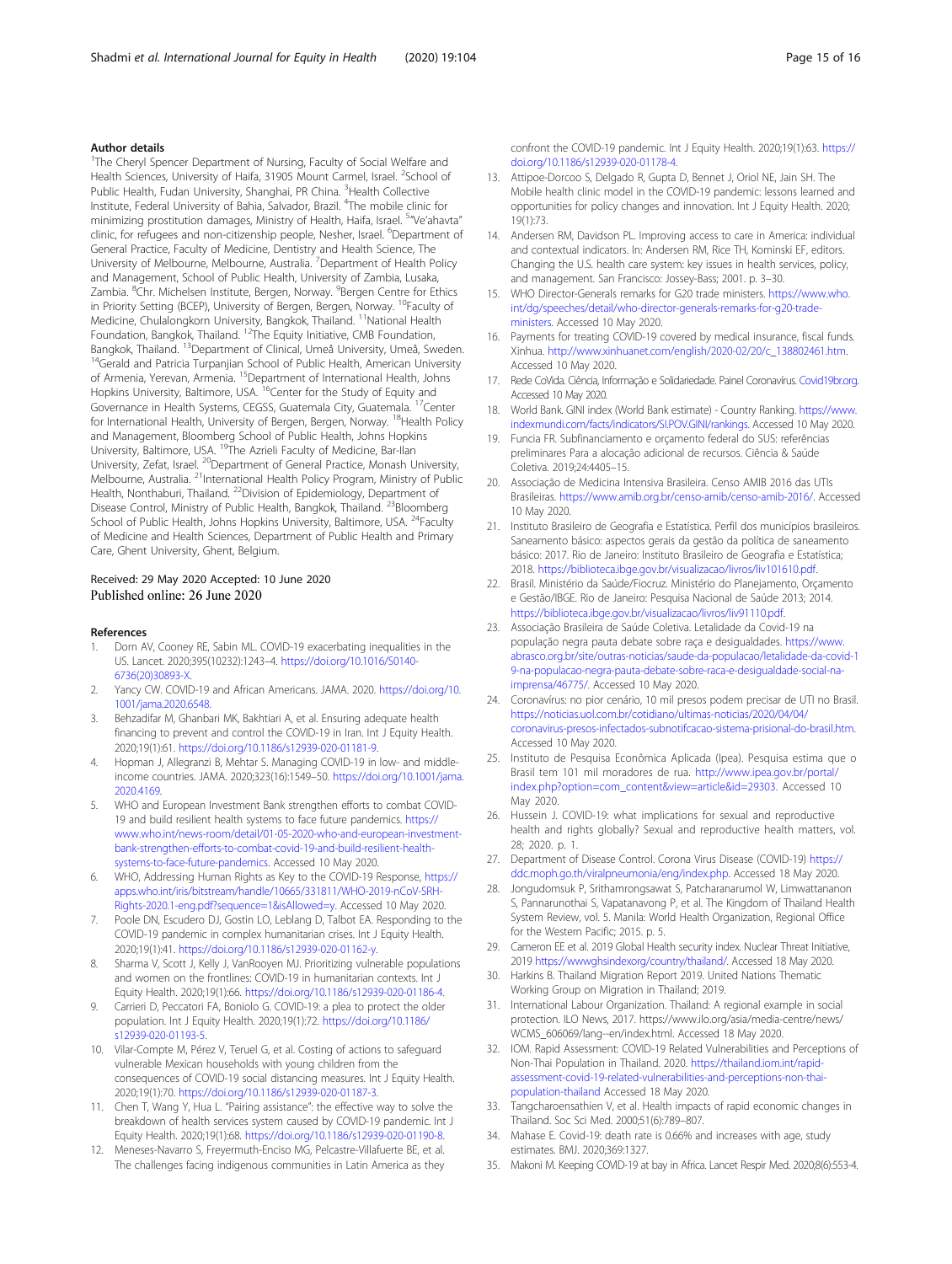### Author details

[1]The Cheryl Spencer Department of Nursing, Faculty of Social Welfare and Health Sciences, University of Haifa, 31905 Mount Carmel, Israel. [2]School of Public Health, Fudan University, Shanghai, PR China. [3]Health Collective Institute, Federal University of Bahia, Salvador, Brazil. [4]The mobile clinic for minimizing prostitution damages, Ministry of Health, Haifa, Israel. [5]"Ve'ahavta" clinic, for refugees and non-citizenship people, Nesher, Israel. [6]Department of General Practice, Faculty of Medicine, Dentistry and Health Science, The University of Melbourne, Melbourne, Australia. [7]Department of Health Policy and Management, School of Public Health, University of Zambia, Lusaka, Zambia. [8]Chr. Michelsen Institute, Bergen, Norway. [9]Bergen Centre for Ethics in Priority Setting (BCEP), University of Bergen, Bergen, Norway. [10]Faculty of Medicine, Chulalongkorn University, Bangkok, Thailand. [11]National Health Foundation, Bangkok, Thailand. [12]The Equity Initiative, CMB Foundation, Bangkok, Thailand. [13]Department of Clinical, Umeå University, Umeå, Sweden. [14]Gerald and Patricia Turpanjian School of Public Health, American University of Armenia, Yerevan, Armenia. [15]Department of International Health, Johns Hopkins University, Baltimore, USA. [16]Center for the Study of Equity and Governance in Health Systems, CEGSS, Guatemala City, Guatemala. [17]Center for International Health, University of Bergen, Bergen, Norway. [18]Health Policy and Management, Bloomberg School of Public Health, Johns Hopkins University, Baltimore, USA. [19]The Azrieli Faculty of Medicine, Bar-Ilan University, Zefat, Israel. [20]Department of General Practice, Monash University, Melbourne, Australia. [21]International Health Policy Program, Ministry of Public Health, Nonthaburi, Thailand. [22]Division of Epidemiology, Department of Disease Control, Ministry of Public Health, Bangkok, Thailand. [23]Bloomberg School of Public Health, Johns Hopkins University, Baltimore, USA. [24]Faculty of Medicine and Health Sciences, Department of Public Health and Primary Care, Ghent University, Ghent, Belgium.

Received: 29 May 2020 Accepted: 10 June 2020
Published online: 26 June 2020

### References

1. Dorn AV, Cooney RE, Sabin ML. COVID-19 exacerbating inequalities in the US. Lancet. 2020;395(10232):1243–4. https://doi.org/10.1016/S0140-6736(20)30893-X.
2. Yancy CW. COVID-19 and African Americans. JAMA. 2020. https://doi.org/10.1001/jama.2020.6548.
3. Behzadifar M, Ghanbari MK, Bakhtiari A, et al. Ensuring adequate health financing to prevent and control the COVID-19 in Iran. Int J Equity Health. 2020;19(1):61. https://doi.org/10.1186/s12939-020-01181-9.
4. Hopman J, Allegranzi B, Mehtar S. Managing COVID-19 in low- and middle-income countries. JAMA. 2020;323(16):1549–50. https://doi.org/10.1001/jama.2020.4169.
5. WHO and European Investment Bank strengthen efforts to combat COVID-19 and build resilient health systems to face future pandemics. https://www.who.int/news-room/detail/01-05-2020-who-and-european-investment-bank-strengthen-efforts-to-combat-covid-19-and-build-resilient-health-systems-to-face-future-pandemics. Accessed 10 May 2020.
6. WHO, Addressing Human Rights as Key to the COVID-19 Response, https://apps.who.int/iris/bitstream/handle/10665/331811/WHO-2019-nCoV-SRH-Rights-2020.1-eng.pdf?sequence=1&isAllowed=y. Accessed 10 May 2020.
7. Poole DN, Escudero DJ, Gostin LO, Leblang D, Talbot EA. Responding to the COVID-19 pandemic in complex humanitarian crises. Int J Equity Health. 2020;19(1):41. https://doi.org/10.1186/s12939-020-01162-y.
8. Sharma V, Scott J, Kelly J, VanRooyen MJ. Prioritizing vulnerable populations and women on the frontlines: COVID-19 in humanitarian contexts. Int J Equity Health. 2020;19(1):66. https://doi.org/10.1186/s12939-020-01186-4.
9. Carrieri D, Peccatori FA, Boniolo G. COVID-19: a plea to protect the older population. Int J Equity Health. 2020;19(1):72. https://doi.org/10.1186/s12939-020-01193-5.
10. Vilar-Compte M, Pérez V, Teruel G, et al. Costing of actions to safeguard vulnerable Mexican households with young children from the consequences of COVID-19 social distancing measures. Int J Equity Health. 2020;19(1):70. https://doi.org/10.1186/s12939-020-01187-3.
11. Chen T, Wang Y, Hua L. "Pairing assistance": the effective way to solve the breakdown of health services system caused by COVID-19 pandemic. Int J Equity Health. 2020;19(1):68. https://doi.org/10.1186/s12939-020-01190-8.
12. Meneses-Navarro S, Freyermuth-Enciso MG, Pelcastre-Villafuerte BE, et al. The challenges facing indigenous communities in Latin America as they confront the COVID-19 pandemic. Int J Equity Health. 2020;19(1):63. https://doi.org/10.1186/s12939-020-01178-4.
13. Attipoe-Dorcoo S, Delgado R, Gupta D, Bennet J, Oriol NE, Jain SH. The Mobile health clinic model in the COVID-19 pandemic: lessons learned and opportunities for policy changes and innovation. Int J Equity Health. 2020;19(1):73.
14. Andersen RM, Davidson PL. Improving access to care in America: individual and contextual indicators. In: Andersen RM, Rice TH, Kominski EF, editors. Changing the U.S. health care system: key issues in health services, policy, and management. San Francisco: Jossey-Bass; 2001. p. 3–30.
15. WHO Director-Generals remarks for G20 trade ministers. https://www.who.int/dg/speeches/detail/who-director-generals-remarks-for-g20-trade-ministers. Accessed 10 May 2020.
16. Payments for treating COVID-19 covered by medical insurance, fiscal funds. Xinhua. http://www.xinhuanet.com/english/2020-02/20/c_138802461.htm. Accessed 10 May 2020.
17. Rede CoVida. Ciência, Informação e Solidariedade. Painel Coronavírus. Covid19br.org. Accessed 10 May 2020.
18. World Bank. GINI index (World Bank estimate) - Country Ranking. https://www.indexmundi.com/facts/indicators/SI.POV.GINI/rankings. Accessed 10 May 2020.
19. Funcia FR. Subfinanciamento e orçamento federal do SUS: referências preliminares Para a alocação adicional de recursos. Ciência & Saúde Coletiva. 2019;24:4405–15.
20. Associação de Medicina Intensiva Brasileira. Censo AMIB 2016 das UTIs Brasileiras. https://www.amib.org.br/censo-amib/censo-amib-2016/. Accessed 10 May 2020.
21. Instituto Brasileiro de Geografia e Estatística. Perfil dos municípios brasileiros. Saneamento básico: aspectos gerais da gestão da política de saneamento básico: 2017. Rio de Janeiro: Instituto Brasileiro de Geografia e Estatística; 2018. https://biblioteca.ibge.gov.br/visualizacao/livros/liv101610.pdf.
22. Brasil. Ministério da Saúde/Fiocruz. Ministério do Planejamento, Orçamento e Gestão/IBGE. Rio de Janeiro: Pesquisa Nacional de Saúde 2013; 2014. https://biblioteca.ibge.gov.br/visualizacao/livros/liv91110.pdf.
23. Associação Brasileira de Saúde Coletiva. Letalidade da Covid-19 na população negra pauta debate sobre raça e desigualdades. https://www.abrasco.org.br/site/outras-noticias/saude-da-populacao/letalidade-da-covid-19-na-populacao-negra-pauta-debate-sobre-raca-e-desigualdade-social-na-imprensa/46775/. Accessed 10 May 2020.
24. Coronavírus: no pior cenário, 10 mil presos podem precisar de UTI no Brasil. https://noticias.uol.com.br/cotidiano/ultimas-noticias/2020/04/04/coronavirus-presos-infectados-subnotifcacao-sistema-prisional-do-brasil.htm. Accessed 10 May 2020.
25. Instituto de Pesquisa Econômica Aplicada (Ipea). Pesquisa estima que o Brasil tem 101 mil moradores de rua. http://www.ipea.gov.br/portal/index.php?option=com_content&view=article&id=29303. Accessed 10 May 2020.
26. Hussein J. COVID-19: what implications for sexual and reproductive health and rights globally? Sexual and reproductive health matters, vol. 28; 2020. p. 1.
27. Department of Disease Control. Corona Virus Disease (COVID-19) https://ddc.moph.go.th/viralpneumonia/eng/index.php. Accessed 18 May 2020.
28. Jongudomsuk P, Srithamrongsawat S, Patcharanarumol W, Limwattananon S, Pannarunothai S, Vapatanavong P, et al. The Kingdom of Thailand Health System Review, vol. 5. Manila: World Health Organization, Regional Office for the Western Pacific; 2015. p. 5.
29. Cameron EE et al. 2019 Global Health security index. Nuclear Threat Initiative, 2019 https://wwwghsindexorg/country/thailand/. Accessed 18 May 2020.
30. Harkins B. Thailand Migration Report 2019. United Nations Thematic Working Group on Migration in Thailand; 2019.
31. International Labour Organization. Thailand: A regional example in social protection. ILO News, 2017. https://www.ilo.org/asia/media-centre/news/WCMS_606069/lang--en/index.html. Accessed 18 May 2020.
32. IOM. Rapid Assessment: COVID-19 Related Vulnerabilities and Perceptions of Non-Thai Population in Thailand. 2020. https://thailand.iom.int/rapid-assessment-covid-19-related-vulnerabilities-and-perceptions-non-thai-population-thailand Accessed 18 May 2020.
33. Tangcharoensathien V, et al. Health impacts of rapid economic changes in Thailand. Soc Sci Med. 2000;51(6):789–807.
34. Mahase E. Covid-19: death rate is 0.66% and increases with age, study estimates. BMJ. 2020;369:1327.
35. Makoni M. Keeping COVID-19 at bay in Africa. Lancet Respir Med. 2020;8(6):553-4.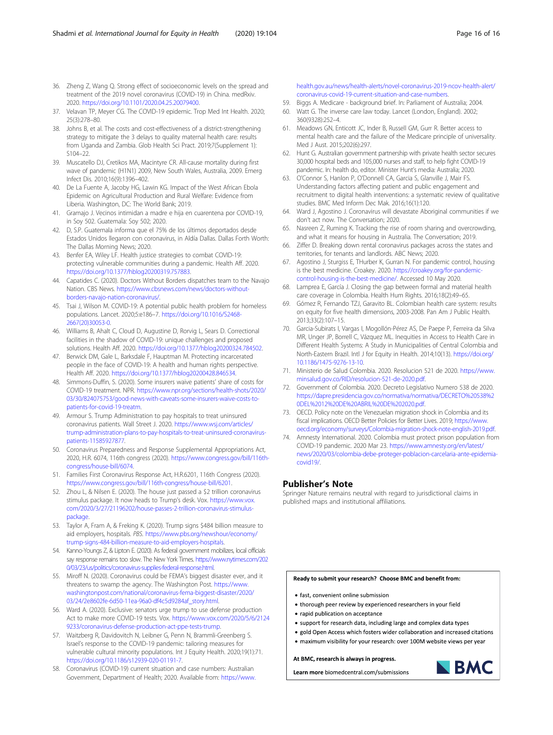36. Zheng Z, Wang Q. Strong effect of socioeconomic levels on the spread and treatment of the 2019 novel coronavirus (COVID-19) in China. medRxiv. 2020. https://doi.org/10.1101/2020.04.25.20079400.
37. Velavan TP, Meyer CG. The COVID-19 epidemic. Trop Med Int Health. 2020; 25(3):278–80.
38. Johns B, et al. The costs and cost-effectiveness of a district-strengthening strategy to mitigate the 3 delays to quality maternal health care: results from Uganda and Zambia. Glob Health Sci Pract. 2019;7(Supplement 1): S104–22.
39. Muscatello DJ, Cretikos MA, Macintyre CR. All-cause mortality during first wave of pandemic (H1N1) 2009, New South Wales, Australia, 2009. Emerg Infect Dis. 2010;16(9):1396–402.
40. De La Fuente A, Jacoby HG, Lawin KG. Impact of the West African Ebola Epidemic on Agricultural Production and Rural Welfare: Evidence from Liberia. Washington, DC: The World Bank; 2019.
41. Gramajo J. Vecinos intimidan a madre e hija en cuarentena por COVID-19, in Soy 502. Guatemala: Soy 502; 2020.
42. D, S.P. Guatemala informa que el 75% de los últimos deportados desde Estados Unidos llegaron con coronavirus, in Aldía Dallas. Dallas Forth Worth: The Dallas Morning News; 2020.
43. Benfer EA, Wiley LF. Health justice strategies to combat COVID-19: protecting vulnerable communities during a pandemic. Health Aff. 2020. https://doi.org/10.1377/hblog20200319.757883.
44. Capatides C. (2020). Doctors Without Borders dispatches team to the Navajo Nation. CBS News. https://www.cbsnews.com/news/doctors-without-borders-navajo-nation-coronavirus/.
45. Tsai J, Wilson M. COVID-19: A potential public health problem for homeless populations. Lancet. 2020;5:e186–7. https://doi.org/10.1016/S2468-2667(20)30053-0.
46. Williams B, Ahalt C, Cloud D, Augustine D, Rorvig L, Sears D. Correctional facilities in the shadow of COVID-19: unique challenges and proposed solutions. Health Aff. 2020. https://doi.org/10.1377/hblog20200324.784502.
47. Berwick DM, Gale L, Barksdale F, Hauptman M. Protecting incarcerated people in the face of COVID-19: A health and human rights perspective. Health Aff. 2020. https://doi.org/10.1377/hblog20200428.846534.
48. Simmons-Duffin, S. (2020). Some insurers waive patients' share of costs for COVID-19 treatment. NPR. https://www.npr.org/sections/health-shots/2020/03/30/824075753/good-news-with-caveats-some-insurers-waive-costs-to-patients-for-covid-19-treatm.
49. Armour S. Trump Administration to pay hospitals to treat uninsured coronavirus patients. Wall Street J. 2020. https://www.wsj.com/articles/trump-administration-plans-to-pay-hospitals-to-treat-uninsured-coronavirus-patients-11585927877.
50. Coronavirus Preparedness and Response Supplemental Appropriations Act, 2020, H.R. 6074, 116th congress (2020). https://www.congress.gov/bill/116th-congress/house-bill/6074.
51. Families First Coronavirus Response Act, H.R.6201, 116th Congress (2020). https://www.congress.gov/bill/116th-congress/house-bill/6201.
52. Zhou L, & Nilsen E. (2020). The house just passed a $2 trillion coronavirus stimulus package. It now heads to Trump's desk. Vox. https://www.vox.com/2020/3/27/21196202/house-passes-2-trillion-coronavirus-stimulus-package.
53. Taylor A, Fram A, & Freking K. (2020). Trump signs $484 billion measure to aid employers, hospitals. *PBS*. https://www.pbs.org/newshour/economy/trump-signs-484-billion-measure-to-aid-employers-hospitals.
54. Kanno-Youngs Z, & Lipton E. (2020). As federal government mobilizes, local officials say response remains too slow. The New York Times. https://www.nytimes.com/2020/03/23/us/politics/coronavirus-supplies-federal-response.html.
55. Miroff N. (2020). Coronavirus could be FEMA's biggest disaster ever, and it threatens to swamp the agency. The Washington Post. https://www.washingtonpost.com/national/coronavirus-fema-biggest-disaster/2020/03/24/2e8602fe-6d50-11ea-96a0-df4c5d9284af_story.html.
56. Ward A. (2020). Exclusive: senators urge trump to use defense production Act to make more COVID-19 tests. Vox. https://www.vox.com/2020/5/6/21249233/coronavirus-defense-production-act-ppe-tests-trump.
57. Waitzberg R, Davidovitch N, Leibner G, Penn N, Brammli-Greenberg S. Israel's response to the COVID-19 pandemic: tailoring measures for vulnerable cultural minority populations. Int J Equity Health. 2020;19(1):71. https://doi.org/10.1186/s12939-020-01191-7.
58. Coronavirus (COVID-19) current situation and case numbers: Australian Government, Department of Health; 2020. Available from: https://www.health.gov.au/news/health-alerts/novel-coronavirus-2019-ncov-health-alert/coronavirus-covid-19-current-situation-and-case-numbers.
59. Biggs A. Medicare - background brief. In: Parliament of Australia; 2004.
60. Watt G. The inverse care law today. Lancet (London, England). 2002; 360(9328):252–4.
61. Meadows GN, Enticott JC, Inder B, Russell GM, Gurr R. Better access to mental health care and the failure of the Medicare principle of universality. Med J Aust. 2015;202(6):297.
62. Hunt G. Australian government partnership with private health sector secures 30,000 hospital beds and 105,000 nurses and staff, to help fight COVID-19 pandemic. In: health do, editor. Minister Hunt's media: Australia; 2020.
63. O'Connor S, Hanlon P, O'Donnell CA, Garcia S, Glanville J, Mair FS. Understanding factors affecting patient and public engagement and recruitment to digital health interventions: a systematic review of qualitative studies. BMC Med Inform Dec Mak. 2016;16(1):120.
64. Ward J, Agostino J. Coronavirus will devastate Aboriginal communities if we don't act now. The Conversation; 2020.
65. Nasreen Z, Ruming K. Tracking the rise of room sharing and overcrowding, and what it means for housing in Australia. The Conversation; 2019.
66. Ziffer D. Breaking down rental coronavirus packages across the states and territories, for tenants and landlords. ABC News; 2020.
67. Agostino J, Sturgiss E, THurber K, Gurran N. For pandemic control, housing is the best medicine. Croakey. 2020. https://croakey.org/for-pandemic-control-housing-is-the-best-medicine/. Accessed 10 May 2020.
68. Lamprea E, García J. Closing the gap between formal and material health care coverage in Colombia. Health Hum Rights. 2016;18(2):49–65.
69. Gómez R, Fernando TZJ, Garavito BL. Colombian health care system: results on equity for five health dimensions, 2003-2008. Pan Am J Public Health. 2013;33(2):107–15.
70. Garcia-Subirats I, Vargas I, Mogollón-Pérez AS, De Paepe P, Ferreira da Silva MR, Unger JP, Borrell C, Vázquez ML. Inequities in Access to Health Care in Different Health Systems: A Study in Municipalities of Central Colombia and North-Eastern Brazil. Intl J for Equity in Health. 2014;10(13). https://doi.org/10.1186/1475-9276-13-10.
71. Ministerio de Salud Colombia. 2020. Resolucion 521 de 2020. https://www.minsalud.gov.co/RID/resolucion-521-de-2020.pdf.
72. Government of Colombia. 2020. Decreto Legislativo Numero 538 de 2020. https://dapre.presidencia.gov.co/normativa/normativa/DECRETO%20538%20DEL%2012%20DE%20ABRIL%20DE%202020.pdf.
73. OECD. Policy note on the Venezuelan migration shock in Colombia and its fiscal implications. OECD Better Policies for Better Lives. 2019; https://www.oecd.org/economy/surveys/Colombia-migration-shock-note-english-2019.pdf.
74. Amnesty International. 2020. Colombia must protect prison population from COVID-19 pandemic. 2020 Mar 23. https://www.amnesty.org/en/latest/news/2020/03/colombia-debe-proteger-poblacion-carcelaria-ante-epidemia-covid19/.

## Publisher's Note

Springer Nature remains neutral with regard to jurisdictional claims in published maps and institutional affiliations.

**Ready to submit your research? Choose BMC and benefit from:**

- fast, convenient online submission
- thorough peer review by experienced researchers in your field
- rapid publication on acceptance
- support for research data, including large and complex data types
- gold Open Access which fosters wider collaboration and increased citations
- maximum visibility for your research: over 100M website views per year

**At BMC, research is always in progress.**

**Learn more** biomedcentral.com/submissions